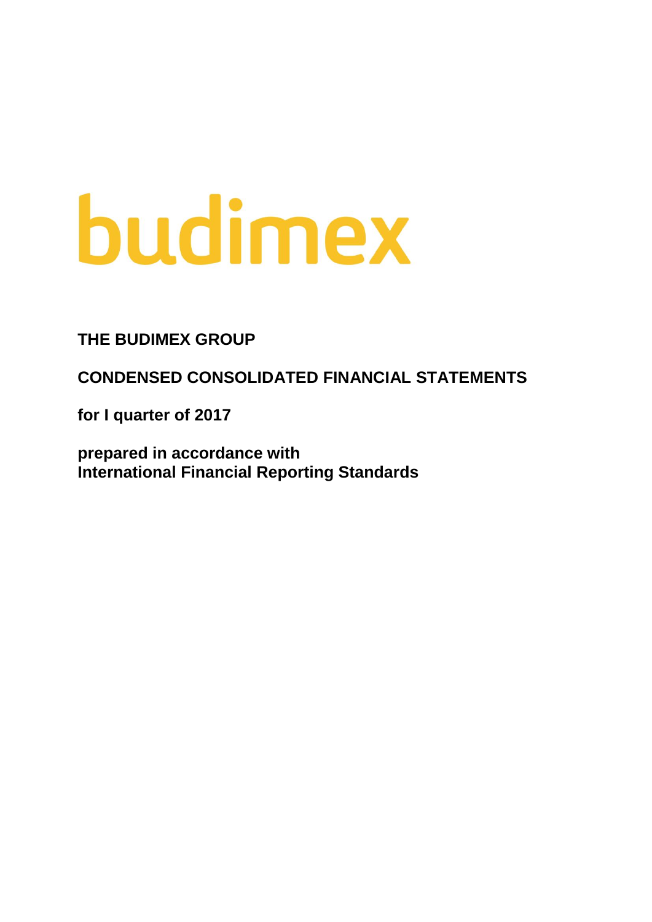budimex

**THE BUDIMEX GROUP**

**CONDENSED CONSOLIDATED FINANCIAL STATEMENTS**

**for I quarter of 2017**

**prepared in accordance with**
**International Financial Reporting Standards**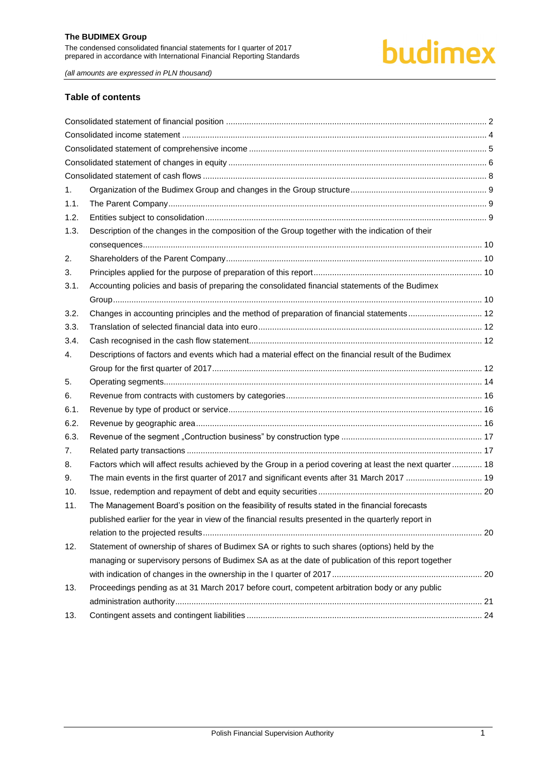## Table of contents

| | | |
|---|---|---|
| Consolidated statement of financial position | | 2 |
| Consolidated income statement | | 4 |
| Consolidated statement of comprehensive income | | 5 |
| Consolidated statement of changes in equity | | 6 |
| Consolidated statement of cash flows | | 8 |
| 1. | Organization of the Budimex Group and changes in the Group structure | 9 |
| 1.1. | The Parent Company | 9 |
| 1.2. | Entities subject to consolidation | 9 |
| 1.3. | Description of the changes in the composition of the Group together with the indication of their consequences | 10 |
| 2. | Shareholders of the Parent Company | 10 |
| 3. | Principles applied for the purpose of preparation of this report | 10 |
| 3.1. | Accounting policies and basis of preparing the consolidated financial statements of the Budimex Group | 10 |
| 3.2. | Changes in accounting principles and the method of preparation of financial statements | 12 |
| 3.3. | Translation of selected financial data into euro | 12 |
| 3.4. | Cash recognised in the cash flow statement | 12 |
| 4. | Descriptions of factors and events which had a material effect on the financial result of the Budimex Group for the first quarter of 2017 | 12 |
| 5. | Operating segments | 14 |
| 6. | Revenue from contracts with customers by categories | 16 |
| 6.1. | Revenue by type of product or service | 16 |
| 6.2. | Revenue by geographic area | 16 |
| 6.3. | Revenue of the segment „Contruction business" by construction type | 17 |
| 7. | Related party transactions | 17 |
| 8. | Factors which will affect results achieved by the Group in a period covering at least the next quarter | 18 |
| 9. | The main events in the first quarter of 2017 and significant events after 31 March 2017 | 19 |
| 10. | Issue, redemption and repayment of debt and equity securities | 20 |
| 11. | The Management Board's position on the feasibility of results stated in the financial forecasts published earlier for the year in view of the financial results presented in the quarterly report in relation to the projected results | 20 |
| 12. | Statement of ownership of shares of Budimex SA or rights to such shares (options) held by the managing or supervisory persons of Budimex SA as at the date of publication of this report together with indication of changes in the ownership in the I quarter of 2017 | 20 |
| 13. | Proceedings pending as at 31 March 2017 before court, competent arbitration body or any public administration authority | 21 |
| 13. | Contingent assets and contingent liabilities | 24 |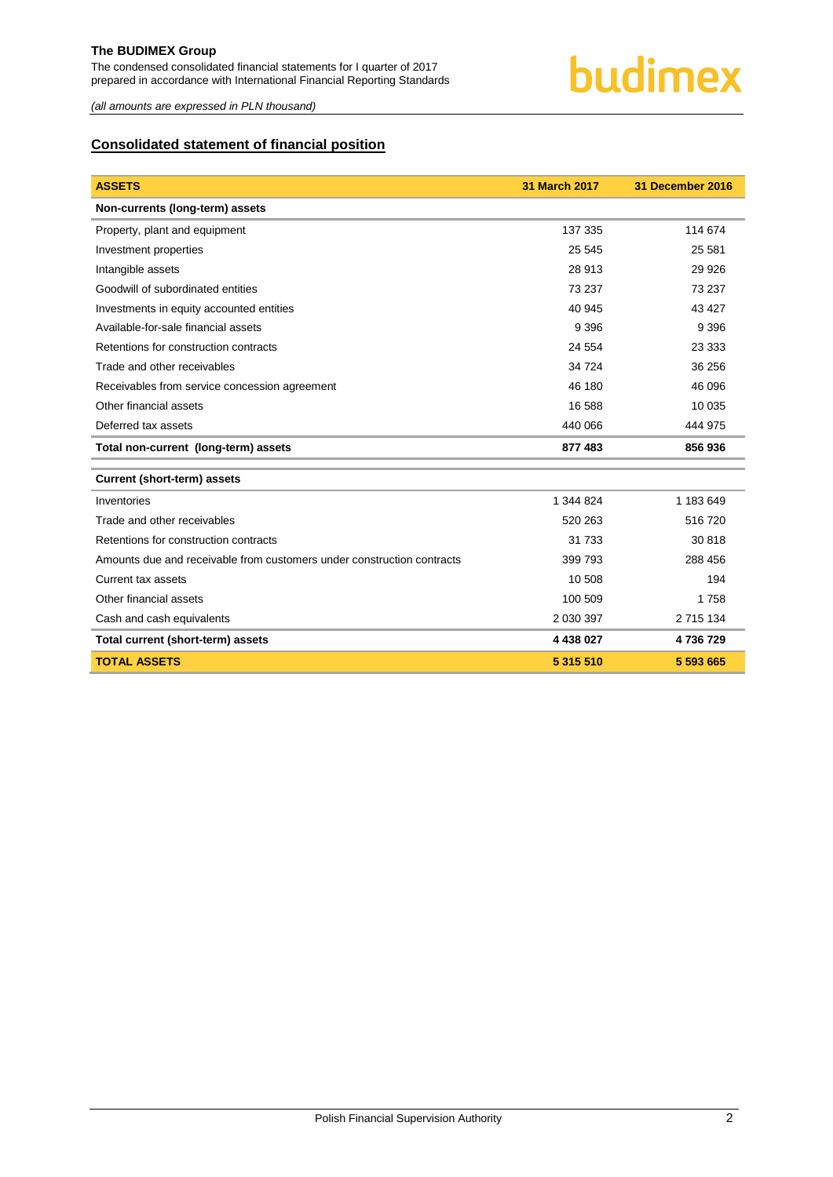## Consolidated statement of financial position

| ASSETS | 31 March 2017 | 31 December 2016 |
|---|---|---|
| **Non-currents (long-term) assets** | | |
| Property, plant and equipment | 137 335 | 114 674 |
| Investment properties | 25 545 | 25 581 |
| Intangible assets | 28 913 | 29 926 |
| Goodwill of subordinated entities | 73 237 | 73 237 |
| Investments in equity accounted entities | 40 945 | 43 427 |
| Available-for-sale financial assets | 9 396 | 9 396 |
| Retentions for construction contracts | 24 554 | 23 333 |
| Trade and other receivables | 34 724 | 36 256 |
| Receivables from service concession agreement | 46 180 | 46 096 |
| Other financial assets | 16 588 | 10 035 |
| Deferred tax assets | 440 066 | 444 975 |
| **Total non-current (long-term) assets** | **877 483** | **856 936** |
| **Current (short-term) assets** | | |
| Inventories | 1 344 824 | 1 183 649 |
| Trade and other receivables | 520 263 | 516 720 |
| Retentions for construction contracts | 31 733 | 30 818 |
| Amounts due and receivable from customers under construction contracts | 399 793 | 288 456 |
| Current tax assets | 10 508 | 194 |
| Other financial assets | 100 509 | 1 758 |
| Cash and cash equivalents | 2 030 397 | 2 715 134 |
| **Total current (short-term) assets** | **4 438 027** | **4 736 729** |
| **TOTAL ASSETS** | **5 315 510** | **5 593 665** |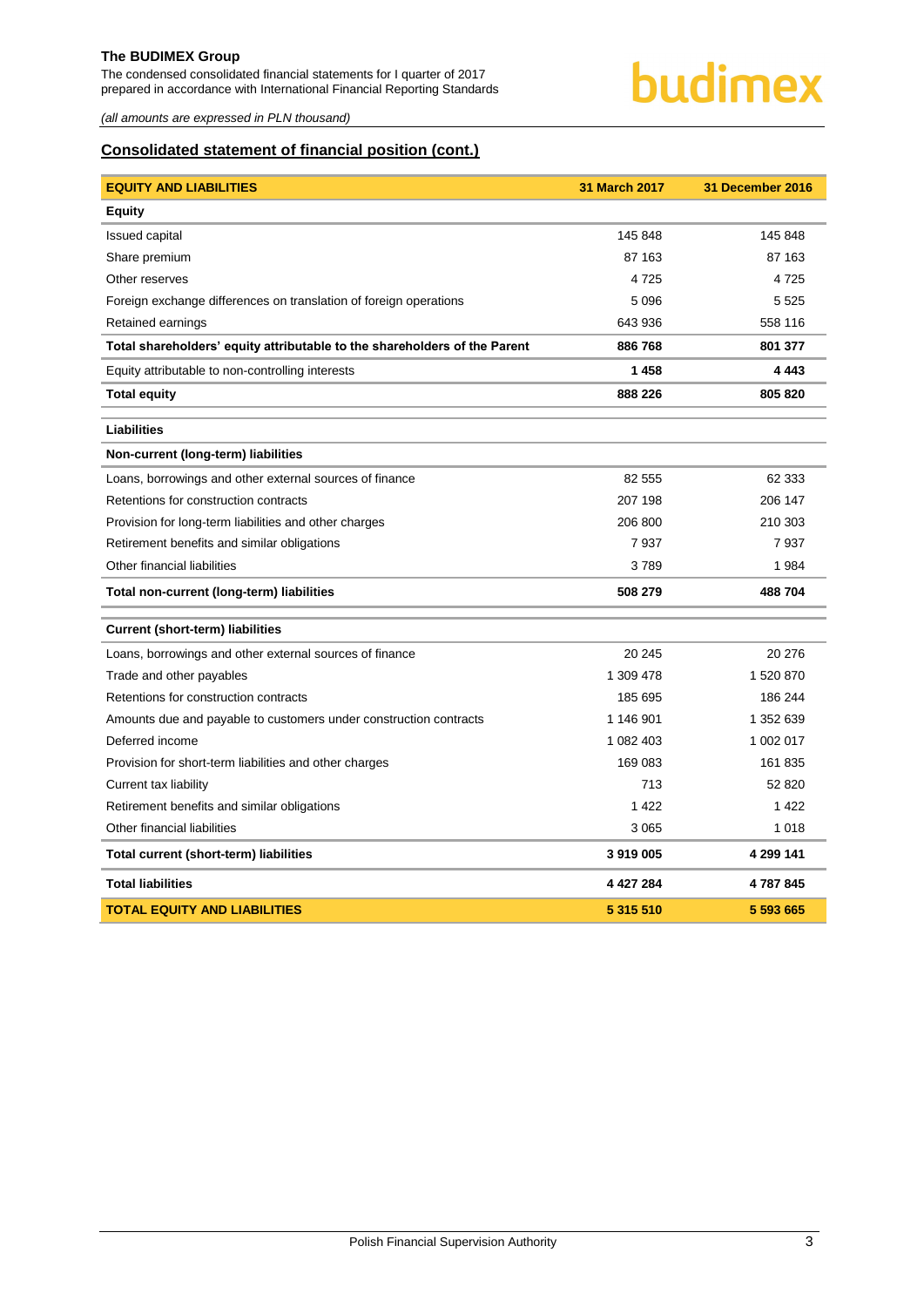*(all amounts are expressed in PLN thousand)*

## Consolidated statement of financial position (cont.)

| EQUITY AND LIABILITIES | 31 March 2017 | 31 December 2016 |
|---|---|---|
| **Equity** | | |
| Issued capital | 145 848 | 145 848 |
| Share premium | 87 163 | 87 163 |
| Other reserves | 4 725 | 4 725 |
| Foreign exchange differences on translation of foreign operations | 5 096 | 5 525 |
| Retained earnings | 643 936 | 558 116 |
| **Total shareholders' equity attributable to the shareholders of the Parent** | **886 768** | **801 377** |
| Equity attributable to non-controlling interests | **1 458** | **4 443** |
| **Total equity** | **888 226** | **805 820** |
| **Liabilities** | | |
| **Non-current (long-term) liabilities** | | |
| Loans, borrowings and other external sources of finance | 82 555 | 62 333 |
| Retentions for construction contracts | 207 198 | 206 147 |
| Provision for long-term liabilities and other charges | 206 800 | 210 303 |
| Retirement benefits and similar obligations | 7 937 | 7 937 |
| Other financial liabilities | 3 789 | 1 984 |
| **Total non-current (long-term) liabilities** | **508 279** | **488 704** |
| **Current (short-term) liabilities** | | |
| Loans, borrowings and other external sources of finance | 20 245 | 20 276 |
| Trade and other payables | 1 309 478 | 1 520 870 |
| Retentions for construction contracts | 185 695 | 186 244 |
| Amounts due and payable to customers under construction contracts | 1 146 901 | 1 352 639 |
| Deferred income | 1 082 403 | 1 002 017 |
| Provision for short-term liabilities and other charges | 169 083 | 161 835 |
| Current tax liability | 713 | 52 820 |
| Retirement benefits and similar obligations | 1 422 | 1 422 |
| Other financial liabilities | 3 065 | 1 018 |
| **Total current (short-term) liabilities** | **3 919 005** | **4 299 141** |
| **Total liabilities** | **4 427 284** | **4 787 845** |
| **TOTAL EQUITY AND LIABILITIES** | **5 315 510** | **5 593 665** |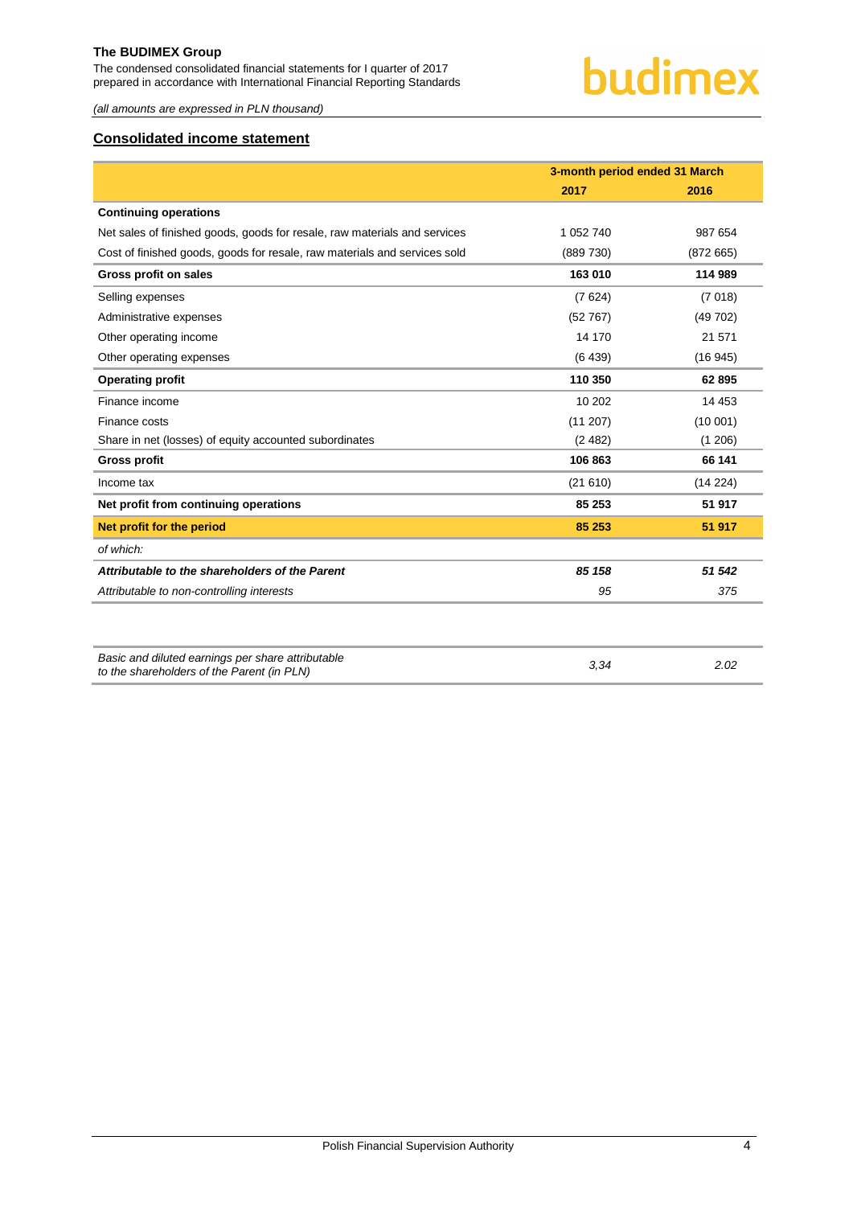*(all amounts are expressed in PLN thousand)*

## Consolidated income statement

| | 3-month period ended 31 March | |
|---|---|---|
| | **2017** | **2016** |
| **Continuing operations** | | |
| Net sales of finished goods, goods for resale, raw materials and services | 1 052 740 | 987 654 |
| Cost of finished goods, goods for resale, raw materials and services sold | (889 730) | (872 665) |
| **Gross profit on sales** | **163 010** | **114 989** |
| Selling expenses | (7 624) | (7 018) |
| Administrative expenses | (52 767) | (49 702) |
| Other operating income | 14 170 | 21 571 |
| Other operating expenses | (6 439) | (16 945) |
| **Operating profit** | **110 350** | **62 895** |
| Finance income | 10 202 | 14 453 |
| Finance costs | (11 207) | (10 001) |
| Share in net (losses) of equity accounted subordinates | (2 482) | (1 206) |
| **Gross profit** | **106 863** | **66 141** |
| Income tax | (21 610) | (14 224) |
| **Net profit from continuing operations** | **85 253** | **51 917** |
| **Net profit for the period** | **85 253** | **51 917** |
| *of which:* | | |
| ***Attributable to the shareholders of the Parent*** | ***85 158*** | ***51 542*** |
| *Attributable to non-controlling interests* | *95* | *375* |

| | | |
|---|---|---|
| *Basic and diluted earnings per share attributable to the shareholders of the Parent (in PLN)* | *3,34* | *2.02* |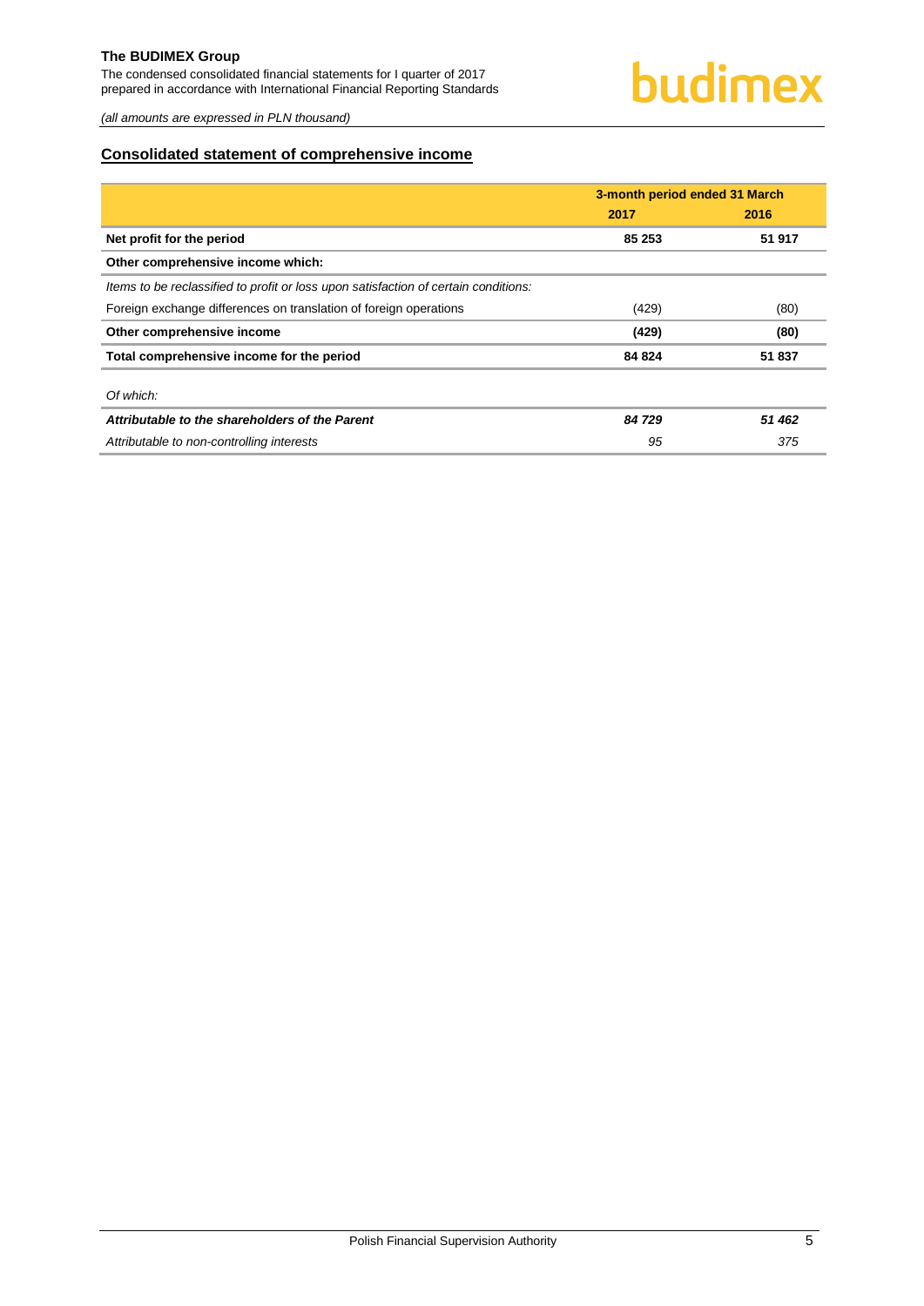*(all amounts are expressed in PLN thousand)*

## Consolidated statement of comprehensive income

| | 3-month period ended 31 March | |
|---|---|---|
| | **2017** | **2016** |
| **Net profit for the period** | **85 253** | **51 917** |
| **Other comprehensive income which:** | | |
| *Items to be reclassified to profit or loss upon satisfaction of certain conditions:* | | |
| Foreign exchange differences on translation of foreign operations | (429) | (80) |
| **Other comprehensive income** | **(429)** | **(80)** |
| **Total comprehensive income for the period** | **84 824** | **51 837** |
| *Of which:* | | |
| ***Attributable to the shareholders of the Parent*** | ***84 729*** | ***51 462*** |
| *Attributable to non-controlling interests* | *95* | *375* |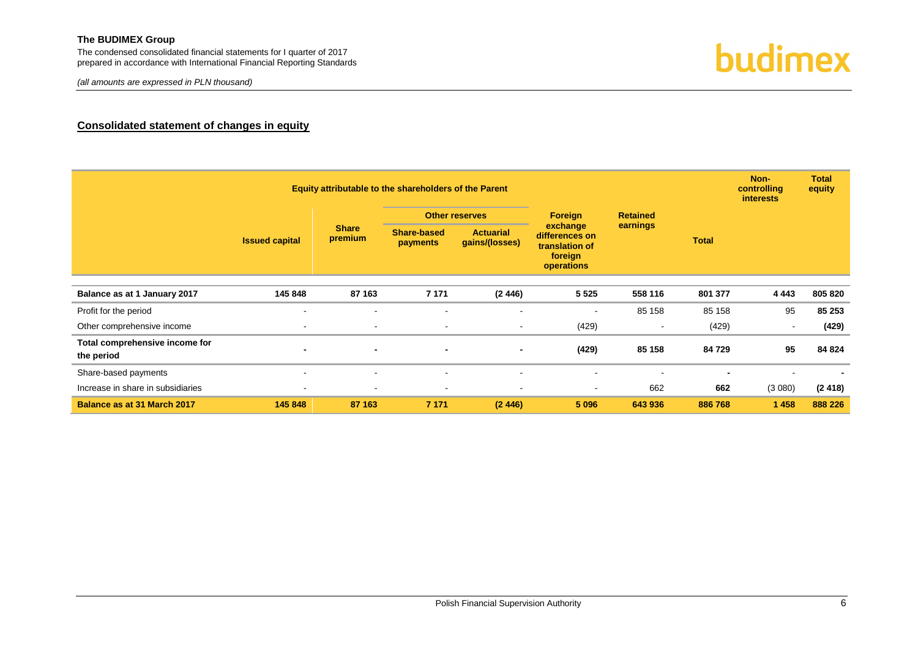## Consolidated statement of changes in equity

| | Equity attributable to the shareholders of the Parent | | | | | | | Non-controlling interests | Total equity |
|---|---|---|---|---|---|---|---|---|---|
| | Issued capital | Share premium | Other reserves | | Foreign exchange differences on translation of foreign operations | Retained earnings | Total | | |
| | | | Share-based payments | Actuarial gains/(losses) | | | | | |
| **Balance as at 1 January 2017** | **145 848** | **87 163** | **7 171** | **(2 446)** | **5 525** | **558 116** | **801 377** | **4 443** | **805 820** |
| Profit for the period | - | - | - | - | - | 85 158 | 85 158 | 95 | **85 253** |
| Other comprehensive income | - | - | - | - | (429) | - | (429) | - | **(429)** |
| **Total comprehensive income for the period** | **-** | **-** | **-** | **-** | **(429)** | **85 158** | **84 729** | **95** | **84 824** |
| Share-based payments | - | - | - | - | - | - | **-** | - | **-** |
| Increase in share in subsidiaries | - | - | - | - | - | 662 | **662** | (3 080) | **(2 418)** |
| **Balance as at 31 March 2017** | **145 848** | **87 163** | **7 171** | **(2 446)** | **5 096** | **643 936** | **886 768** | **1 458** | **888 226** |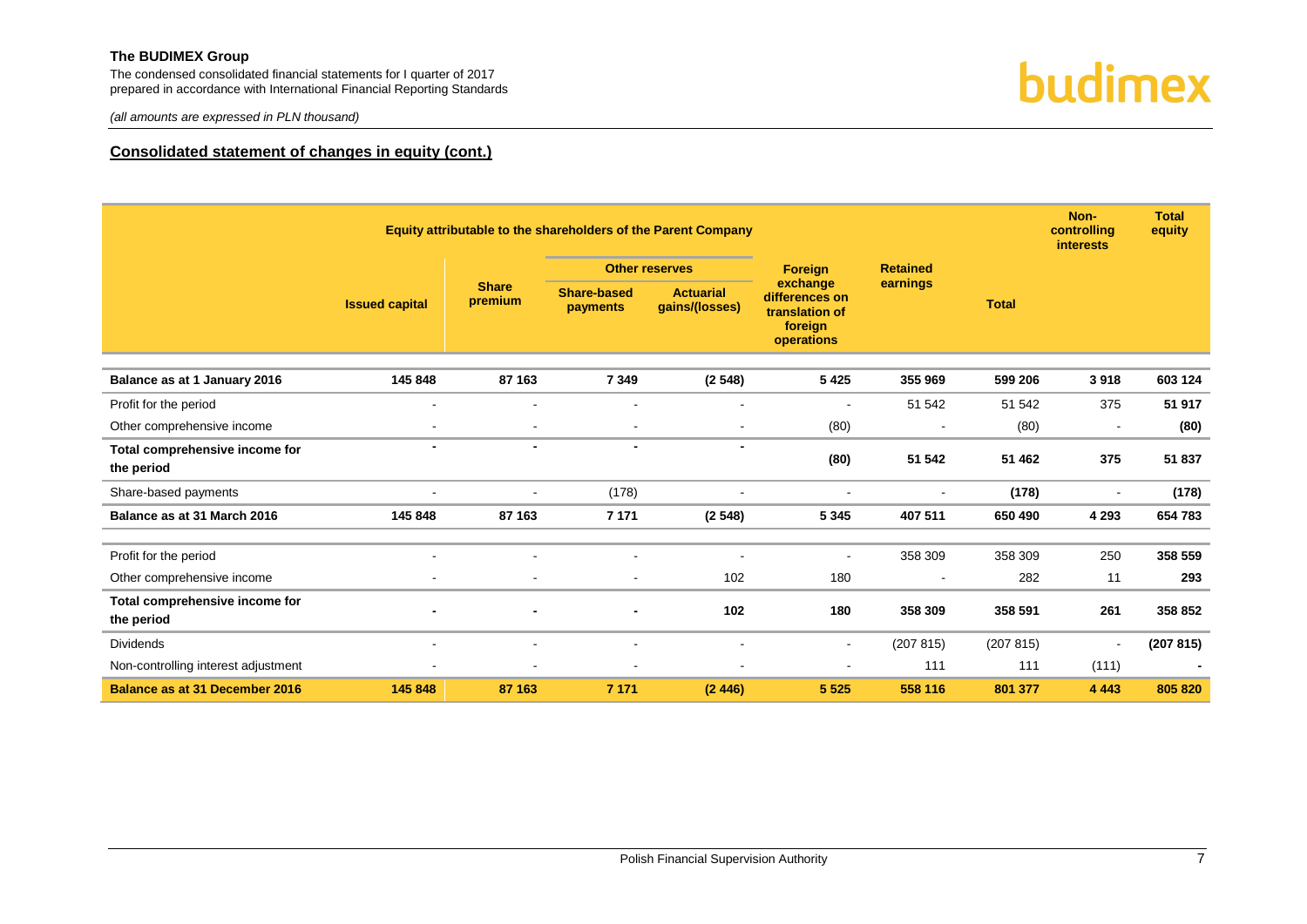## Consolidated statement of changes in equity (cont.)

| | Equity attributable to the shareholders of the Parent Company | | | | | | | Non-controlling interests | Total equity |
|---|---|---|---|---|---|---|---|---|---|
| | Issued capital | Share premium | Other reserves | | Foreign exchange differences on translation of foreign operations | Retained earnings | Total | | |
| | | | Share-based payments | Actuarial gains/(losses) | | | | | |
| **Balance as at 1 January 2016** | **145 848** | **87 163** | **7 349** | **(2 548)** | **5 425** | **355 969** | **599 206** | **3 918** | **603 124** |
| Profit for the period | - | - | - | - | - | 51 542 | 51 542 | 375 | **51 917** |
| Other comprehensive income | - | - | - | - | (80) | - | (80) | - | **(80)** |
| **Total comprehensive income for the period** | **-** | **-** | **-** | **-** | **(80)** | **51 542** | **51 462** | **375** | **51 837** |
| Share-based payments | - | - | (178) | - | - | - | **(178)** | - | **(178)** |
| **Balance as at 31 March 2016** | **145 848** | **87 163** | **7 171** | **(2 548)** | **5 345** | **407 511** | **650 490** | **4 293** | **654 783** |
| Profit for the period | - | - | - | - | - | 358 309 | 358 309 | 250 | **358 559** |
| Other comprehensive income | - | - | - | 102 | 180 | - | 282 | 11 | **293** |
| **Total comprehensive income for the period** | **-** | **-** | **-** | **102** | **180** | **358 309** | **358 591** | **261** | **358 852** |
| Dividends | - | - | - | - | - | (207 815) | (207 815) | - | **(207 815)** |
| Non-controlling interest adjustment | - | - | - | - | - | 111 | 111 | (111) | **-** |
| **Balance as at 31 December 2016** | **145 848** | **87 163** | **7 171** | **(2 446)** | **5 525** | **558 116** | **801 377** | **4 443** | **805 820** |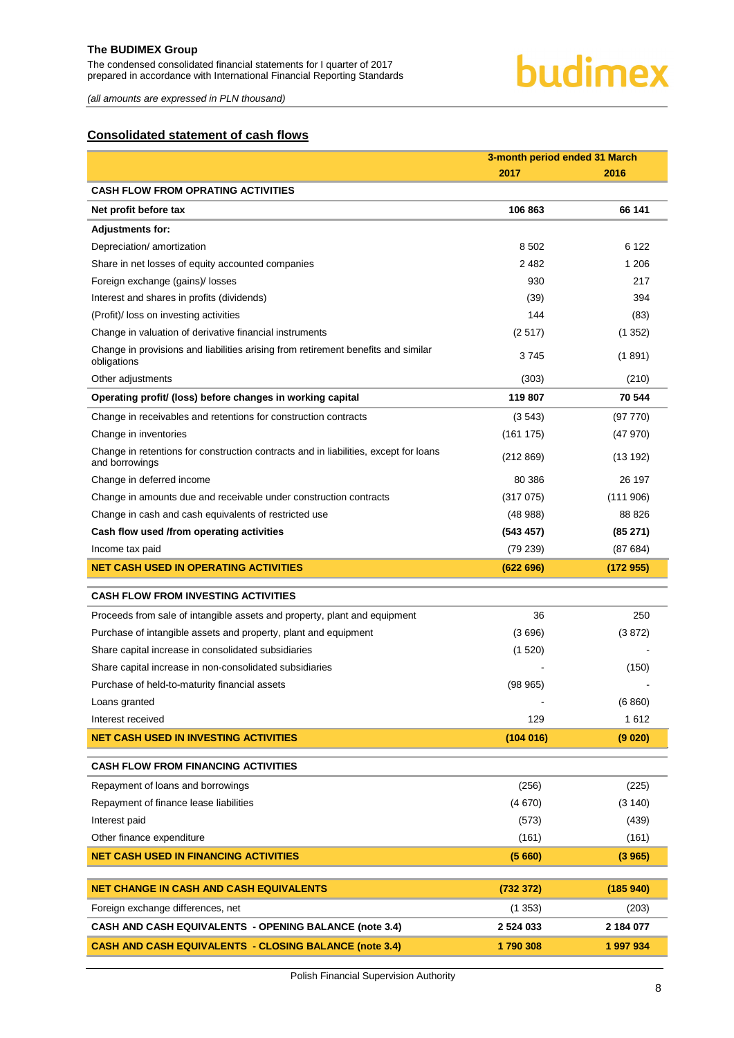## Consolidated statement of cash flows

| | 3-month period ended 31 March | |
|---|---|---|
| | **2017** | **2016** |
| **CASH FLOW FROM OPRATING ACTIVITIES** | | |
| **Net profit before tax** | **106 863** | **66 141** |
| **Adjustments for:** | | |
| Depreciation/ amortization | 8 502 | 6 122 |
| Share in net losses of equity accounted companies | 2 482 | 1 206 |
| Foreign exchange (gains)/ losses | 930 | 217 |
| Interest and shares in profits (dividends) | (39) | 394 |
| (Profit)/ loss on investing activities | 144 | (83) |
| Change in valuation of derivative financial instruments | (2 517) | (1 352) |
| Change in provisions and liabilities arising from retirement benefits and similar obligations | 3 745 | (1 891) |
| Other adjustments | (303) | (210) |
| **Operating profit/ (loss) before changes in working capital** | **119 807** | **70 544** |
| Change in receivables and retentions for construction contracts | (3 543) | (97 770) |
| Change in inventories | (161 175) | (47 970) |
| Change in retentions for construction contracts and in liabilities, except for loans and borrowings | (212 869) | (13 192) |
| Change in deferred income | 80 386 | 26 197 |
| Change in amounts due and receivable under construction contracts | (317 075) | (111 906) |
| Change in cash and cash equivalents of restricted use | (48 988) | 88 826 |
| **Cash flow used /from operating activities** | **(543 457)** | **(85 271)** |
| Income tax paid | (79 239) | (87 684) |
| **NET CASH USED IN OPERATING ACTIVITIES** | **(622 696)** | **(172 955)** |
| **CASH FLOW FROM INVESTING ACTIVITIES** | | |
| Proceeds from sale of intangible assets and property, plant and equipment | 36 | 250 |
| Purchase of intangible assets and property, plant and equipment | (3 696) | (3 872) |
| Share capital increase in consolidated subsidiaries | (1 520) | - |
| Share capital increase in non-consolidated subsidiaries | - | (150) |
| Purchase of held-to-maturity financial assets | (98 965) | - |
| Loans granted | - | (6 860) |
| Interest received | 129 | 1 612 |
| **NET CASH USED IN INVESTING ACTIVITIES** | **(104 016)** | **(9 020)** |
| **CASH FLOW FROM FINANCING ACTIVITIES** | | |
| Repayment of loans and borrowings | (256) | (225) |
| Repayment of finance lease liabilities | (4 670) | (3 140) |
| Interest paid | (573) | (439) |
| Other finance expenditure | (161) | (161) |
| **NET CASH USED IN FINANCING ACTIVITIES** | **(5 660)** | **(3 965)** |
| **NET CHANGE IN CASH AND CASH EQUIVALENTS** | **(732 372)** | **(185 940)** |
| Foreign exchange differences, net | (1 353) | (203) |
| **CASH AND CASH EQUIVALENTS - OPENING BALANCE (note 3.4)** | **2 524 033** | **2 184 077** |
| **CASH AND CASH EQUIVALENTS - CLOSING BALANCE (note 3.4)** | **1 790 308** | **1 997 934** |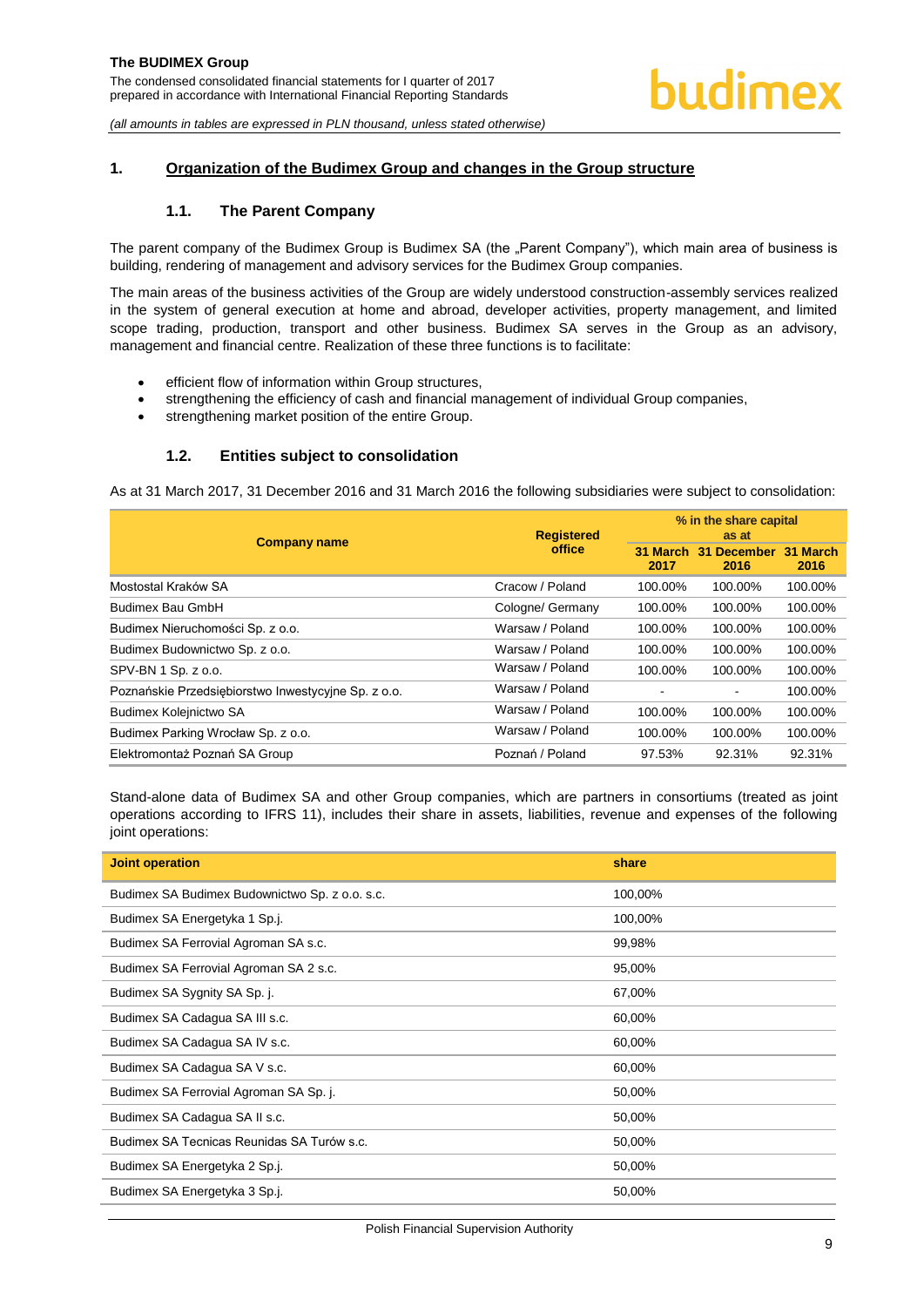## 1. Organization of the Budimex Group and changes in the Group structure

### 1.1. The Parent Company

The parent company of the Budimex Group is Budimex SA (the „Parent Company"), which main area of business is building, rendering of management and advisory services for the Budimex Group companies.

The main areas of the business activities of the Group are widely understood construction-assembly services realized in the system of general execution at home and abroad, developer activities, property management, and limited scope trading, production, transport and other business. Budimex SA serves in the Group as an advisory, management and financial centre. Realization of these three functions is to facilitate:

- efficient flow of information within Group structures,
- strengthening the efficiency of cash and financial management of individual Group companies,
- strengthening market position of the entire Group.

### 1.2. Entities subject to consolidation

As at 31 March 2017, 31 December 2016 and 31 March 2016 the following subsidiaries were subject to consolidation:

| Company name | Registered office | % in the share capital as at | | |
|---|---|---|---|---|
| | | 31 March 2017 | 31 December 2016 | 31 March 2016 |
| Mostostal Kraków SA | Cracow / Poland | 100.00% | 100.00% | 100.00% |
| Budimex Bau GmbH | Cologne/ Germany | 100.00% | 100.00% | 100.00% |
| Budimex Nieruchomości Sp. z o.o. | Warsaw / Poland | 100.00% | 100.00% | 100.00% |
| Budimex Budownictwo Sp. z o.o. | Warsaw / Poland | 100.00% | 100.00% | 100.00% |
| SPV-BN 1 Sp. z o.o. | Warsaw / Poland | 100.00% | 100.00% | 100.00% |
| Poznańskie Przedsiębiorstwo Inwestycyjne Sp. z o.o. | Warsaw / Poland | - | - | 100.00% |
| Budimex Kolejnictwo SA | Warsaw / Poland | 100.00% | 100.00% | 100.00% |
| Budimex Parking Wrocław Sp. z o.o. | Warsaw / Poland | 100.00% | 100.00% | 100.00% |
| Elektromontaż Poznań SA Group | Poznań / Poland | 97.53% | 92.31% | 92.31% |

Stand-alone data of Budimex SA and other Group companies, which are partners in consortiums (treated as joint operations according to IFRS 11), includes their share in assets, liabilities, revenue and expenses of the following joint operations:

| Joint operation | share |
|---|---|
| Budimex SA Budimex Budownictwo Sp. z o.o. s.c. | 100,00% |
| Budimex SA Energetyka 1 Sp.j. | 100,00% |
| Budimex SA Ferrovial Agroman SA s.c. | 99,98% |
| Budimex SA Ferrovial Agroman SA 2 s.c. | 95,00% |
| Budimex SA Sygnity SA Sp. j. | 67,00% |
| Budimex SA Cadagua SA III s.c. | 60,00% |
| Budimex SA Cadagua SA IV s.c. | 60,00% |
| Budimex SA Cadagua SA V s.c. | 60,00% |
| Budimex SA Ferrovial Agroman SA Sp. j. | 50,00% |
| Budimex SA Cadagua SA II s.c. | 50,00% |
| Budimex SA Tecnicas Reunidas SA Turów s.c. | 50,00% |
| Budimex SA Energetyka 2 Sp.j. | 50,00% |
| Budimex SA Energetyka 3 Sp.j. | 50,00% |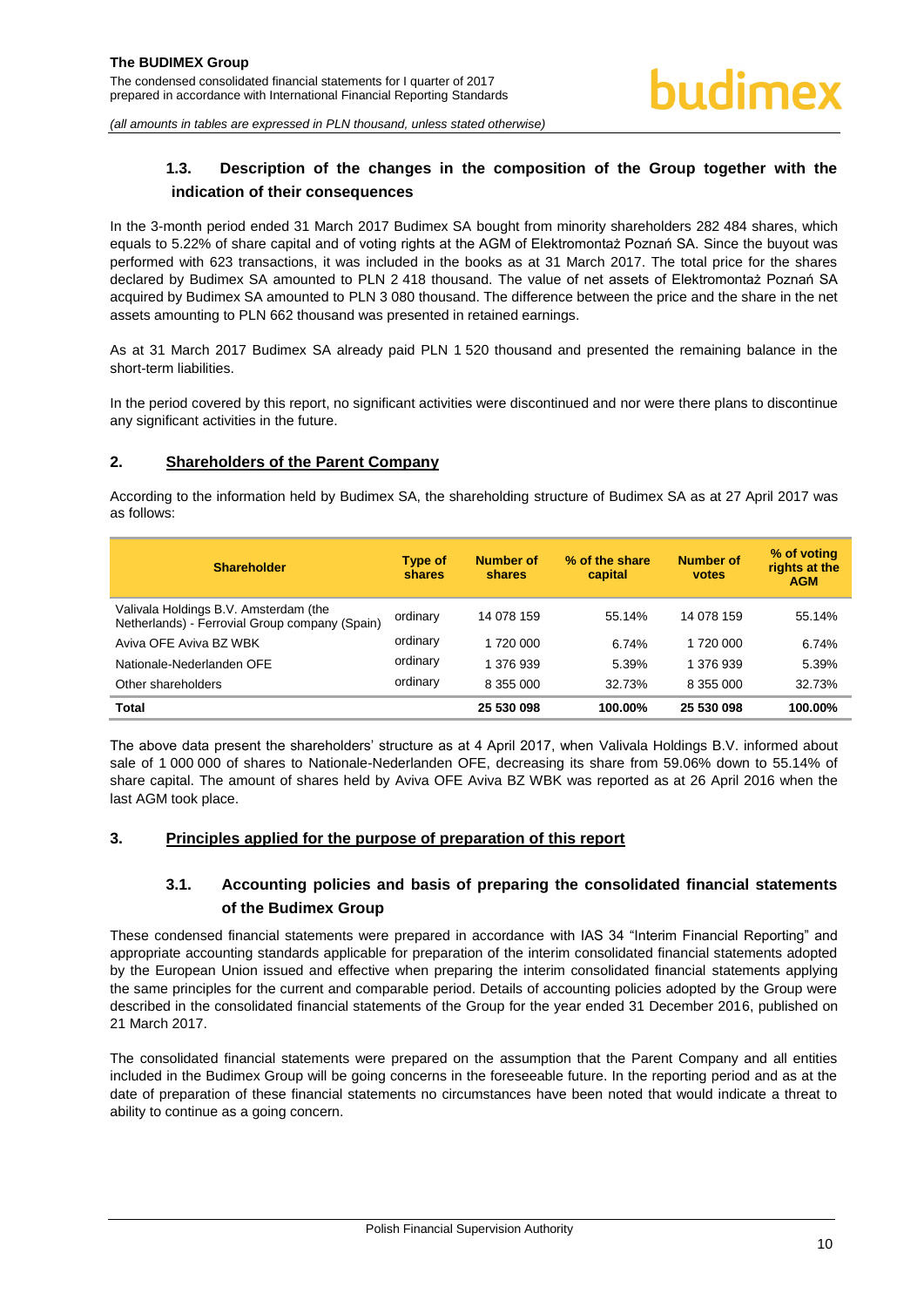### 1.3. Description of the changes in the composition of the Group together with the indication of their consequences

In the 3-month period ended 31 March 2017 Budimex SA bought from minority shareholders 282 484 shares, which equals to 5.22% of share capital and of voting rights at the AGM of Elektromontaż Poznań SA. Since the buyout was performed with 623 transactions, it was included in the books as at 31 March 2017. The total price for the shares declared by Budimex SA amounted to PLN 2 418 thousand. The value of net assets of Elektromontaż Poznań SA acquired by Budimex SA amounted to PLN 3 080 thousand. The difference between the price and the share in the net assets amounting to PLN 662 thousand was presented in retained earnings.

As at 31 March 2017 Budimex SA already paid PLN 1 520 thousand and presented the remaining balance in the short-term liabilities.

In the period covered by this report, no significant activities were discontinued and nor were there plans to discontinue any significant activities in the future.

## 2. Shareholders of the Parent Company

According to the information held by Budimex SA, the shareholding structure of Budimex SA as at 27 April 2017 was as follows:

| Shareholder | Type of shares | Number of shares | % of the share capital | Number of votes | % of voting rights at the AGM |
|---|---|---|---|---|---|
| Valivala Holdings B.V. Amsterdam (the Netherlands) - Ferrovial Group company (Spain) | ordinary | 14 078 159 | 55.14% | 14 078 159 | 55.14% |
| Aviva OFE Aviva BZ WBK | ordinary | 1 720 000 | 6.74% | 1 720 000 | 6.74% |
| Nationale-Nederlanden OFE | ordinary | 1 376 939 | 5.39% | 1 376 939 | 5.39% |
| Other shareholders | ordinary | 8 355 000 | 32.73% | 8 355 000 | 32.73% |
| **Total** | | **25 530 098** | **100.00%** | **25 530 098** | **100.00%** |

The above data present the shareholders' structure as at 4 April 2017, when Valivala Holdings B.V. informed about sale of 1 000 000 of shares to Nationale-Nederlanden OFE, decreasing its share from 59.06% down to 55.14% of share capital. The amount of shares held by Aviva OFE Aviva BZ WBK was reported as at 26 April 2016 when the last AGM took place.

## 3. Principles applied for the purpose of preparation of this report

### 3.1. Accounting policies and basis of preparing the consolidated financial statements of the Budimex Group

These condensed financial statements were prepared in accordance with IAS 34 "Interim Financial Reporting" and appropriate accounting standards applicable for preparation of the interim consolidated financial statements adopted by the European Union issued and effective when preparing the interim consolidated financial statements applying the same principles for the current and comparable period. Details of accounting policies adopted by the Group were described in the consolidated financial statements of the Group for the year ended 31 December 2016, published on 21 March 2017.

The consolidated financial statements were prepared on the assumption that the Parent Company and all entities included in the Budimex Group will be going concerns in the foreseeable future. In the reporting period and as at the date of preparation of these financial statements no circumstances have been noted that would indicate a threat to ability to continue as a going concern.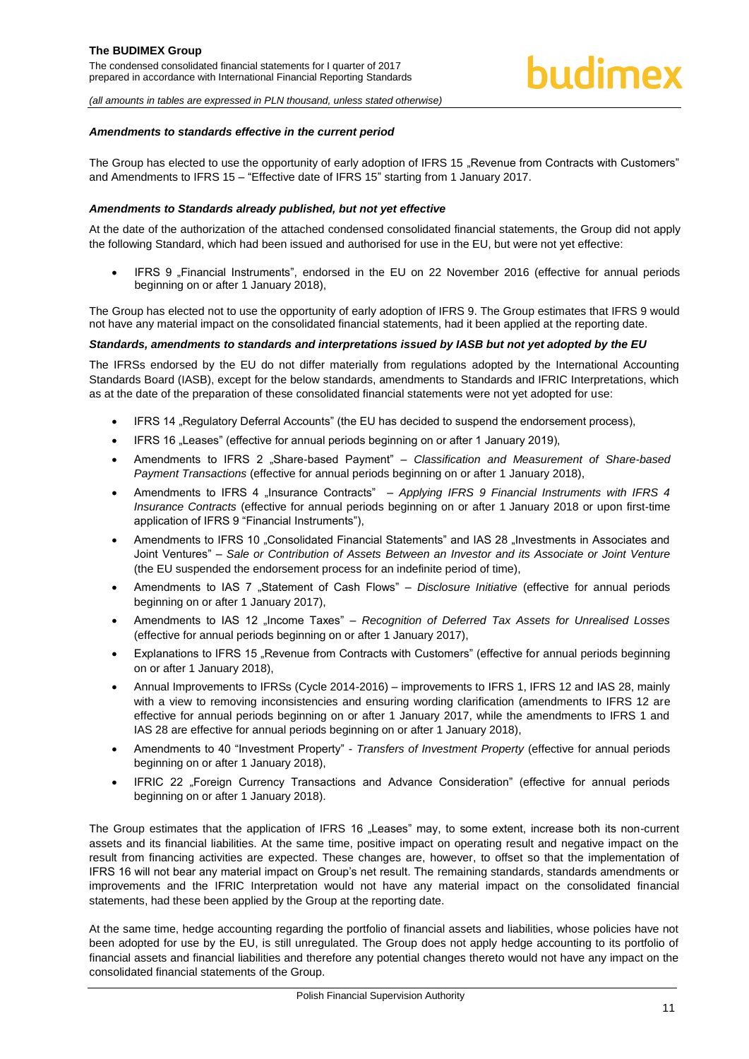#### *Amendments to standards effective in the current period*

The Group has elected to use the opportunity of early adoption of IFRS 15 „Revenue from Contracts with Customers" and Amendments to IFRS 15 – "Effective date of IFRS 15" starting from 1 January 2017.

#### *Amendments to Standards already published, but not yet effective*

At the date of the authorization of the attached condensed consolidated financial statements, the Group did not apply the following Standard, which had been issued and authorised for use in the EU, but were not yet effective:

- IFRS 9 „Financial Instruments", endorsed in the EU on 22 November 2016 (effective for annual periods beginning on or after 1 January 2018),

The Group has elected not to use the opportunity of early adoption of IFRS 9. The Group estimates that IFRS 9 would not have any material impact on the consolidated financial statements, had it been applied at the reporting date.

#### *Standards, amendments to standards and interpretations issued by IASB but not yet adopted by the EU*

The IFRSs endorsed by the EU do not differ materially from regulations adopted by the International Accounting Standards Board (IASB), except for the below standards, amendments to Standards and IFRIC Interpretations, which as at the date of the preparation of these consolidated financial statements were not yet adopted for use:

- IFRS 14 „Regulatory Deferral Accounts" (the EU has decided to suspend the endorsement process),
- IFRS 16 „Leases" (effective for annual periods beginning on or after 1 January 2019),
- Amendments to IFRS 2 „Share-based Payment" – *Classification and Measurement of Share-based Payment Transactions* (effective for annual periods beginning on or after 1 January 2018),
- Amendments to IFRS 4 „Insurance Contracts" – *Applying IFRS 9 Financial Instruments with IFRS 4 Insurance Contracts* (effective for annual periods beginning on or after 1 January 2018 or upon first-time application of IFRS 9 "Financial Instruments"),
- Amendments to IFRS 10 „Consolidated Financial Statements" and IAS 28 „Investments in Associates and Joint Ventures" – *Sale or Contribution of Assets Between an Investor and its Associate or Joint Venture* (the EU suspended the endorsement process for an indefinite period of time),
- Amendments to IAS 7 „Statement of Cash Flows" – *Disclosure Initiative* (effective for annual periods beginning on or after 1 January 2017),
- Amendments to IAS 12 „Income Taxes" – *Recognition of Deferred Tax Assets for Unrealised Losses* (effective for annual periods beginning on or after 1 January 2017),
- Explanations to IFRS 15 „Revenue from Contracts with Customers" (effective for annual periods beginning on or after 1 January 2018),
- Annual Improvements to IFRSs (Cycle 2014-2016) – improvements to IFRS 1, IFRS 12 and IAS 28, mainly with a view to removing inconsistencies and ensuring wording clarification (amendments to IFRS 12 are effective for annual periods beginning on or after 1 January 2017, while the amendments to IFRS 1 and IAS 28 are effective for annual periods beginning on or after 1 January 2018),
- Amendments to 40 "Investment Property" - *Transfers of Investment Property* (effective for annual periods beginning on or after 1 January 2018),
- IFRIC 22 „Foreign Currency Transactions and Advance Consideration" (effective for annual periods beginning on or after 1 January 2018).

The Group estimates that the application of IFRS 16 „Leases" may, to some extent, increase both its non-current assets and its financial liabilities. At the same time, positive impact on operating result and negative impact on the result from financing activities are expected. These changes are, however, to offset so that the implementation of IFRS 16 will not bear any material impact on Group's net result. The remaining standards, standards amendments or improvements and the IFRIC Interpretation would not have any material impact on the consolidated financial statements, had these been applied by the Group at the reporting date.

At the same time, hedge accounting regarding the portfolio of financial assets and liabilities, whose policies have not been adopted for use by the EU, is still unregulated. The Group does not apply hedge accounting to its portfolio of financial assets and financial liabilities and therefore any potential changes thereto would not have any impact on the consolidated financial statements of the Group.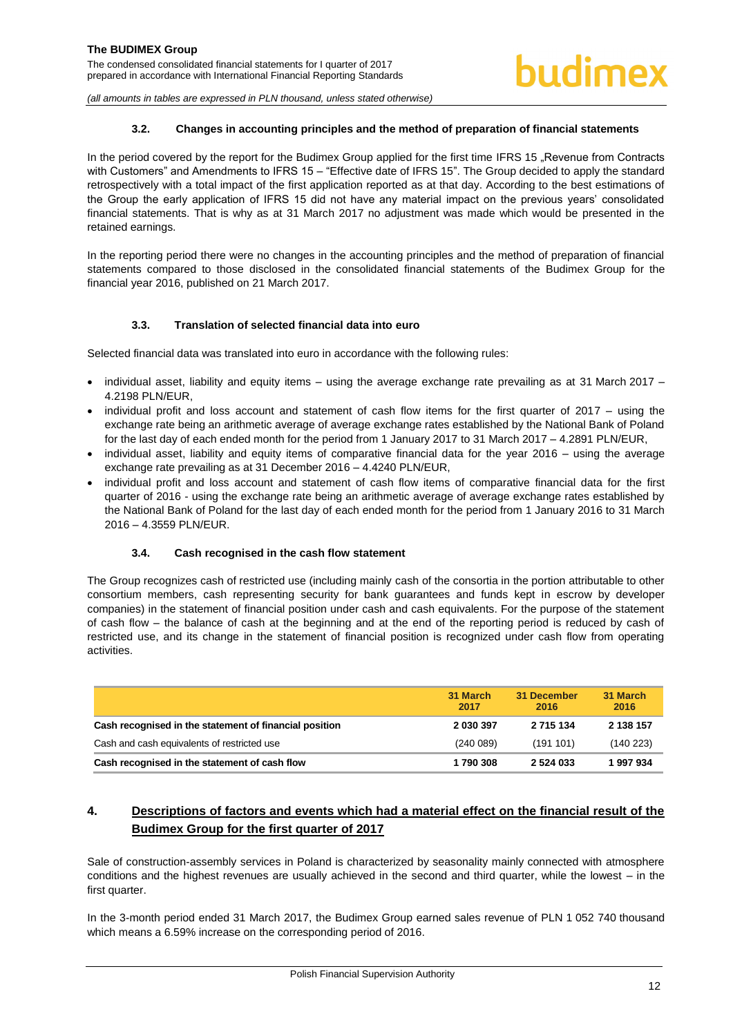### 3.2. Changes in accounting principles and the method of preparation of financial statements

In the period covered by the report for the Budimex Group applied for the first time IFRS 15 „Revenue from Contracts with Customers" and Amendments to IFRS 15 – "Effective date of IFRS 15". The Group decided to apply the standard retrospectively with a total impact of the first application reported as at that day. According to the best estimations of the Group the early application of IFRS 15 did not have any material impact on the previous years' consolidated financial statements. That is why as at 31 March 2017 no adjustment was made which would be presented in the retained earnings.

In the reporting period there were no changes in the accounting principles and the method of preparation of financial statements compared to those disclosed in the consolidated financial statements of the Budimex Group for the financial year 2016, published on 21 March 2017.

### 3.3. Translation of selected financial data into euro

Selected financial data was translated into euro in accordance with the following rules:

- individual asset, liability and equity items – using the average exchange rate prevailing as at 31 March 2017 – 4.2198 PLN/EUR,
- individual profit and loss account and statement of cash flow items for the first quarter of 2017 – using the exchange rate being an arithmetic average of average exchange rates established by the National Bank of Poland for the last day of each ended month for the period from 1 January 2017 to 31 March 2017 – 4.2891 PLN/EUR,
- individual asset, liability and equity items of comparative financial data for the year 2016 – using the average exchange rate prevailing as at 31 December 2016 – 4.4240 PLN/EUR,
- individual profit and loss account and statement of cash flow items of comparative financial data for the first quarter of 2016 - using the exchange rate being an arithmetic average of average exchange rates established by the National Bank of Poland for the last day of each ended month for the period from 1 January 2016 to 31 March 2016 – 4.3559 PLN/EUR.

### 3.4. Cash recognised in the cash flow statement

The Group recognizes cash of restricted use (including mainly cash of the consortia in the portion attributable to other consortium members, cash representing security for bank guarantees and funds kept in escrow by developer companies) in the statement of financial position under cash and cash equivalents. For the purpose of the statement of cash flow – the balance of cash at the beginning and at the end of the reporting period is reduced by cash of restricted use, and its change in the statement of financial position is recognized under cash flow from operating activities.

| | 31 March 2017 | 31 December 2016 | 31 March 2016 |
|---|---|---|---|
| **Cash recognised in the statement of financial position** | **2 030 397** | **2 715 134** | **2 138 157** |
| Cash and cash equivalents of restricted use | (240 089) | (191 101) | (140 223) |
| **Cash recognised in the statement of cash flow** | **1 790 308** | **2 524 033** | **1 997 934** |

## 4. Descriptions of factors and events which had a material effect on the financial result of the Budimex Group for the first quarter of 2017

Sale of construction-assembly services in Poland is characterized by seasonality mainly connected with atmosphere conditions and the highest revenues are usually achieved in the second and third quarter, while the lowest – in the first quarter.

In the 3-month period ended 31 March 2017, the Budimex Group earned sales revenue of PLN 1 052 740 thousand which means a 6.59% increase on the corresponding period of 2016.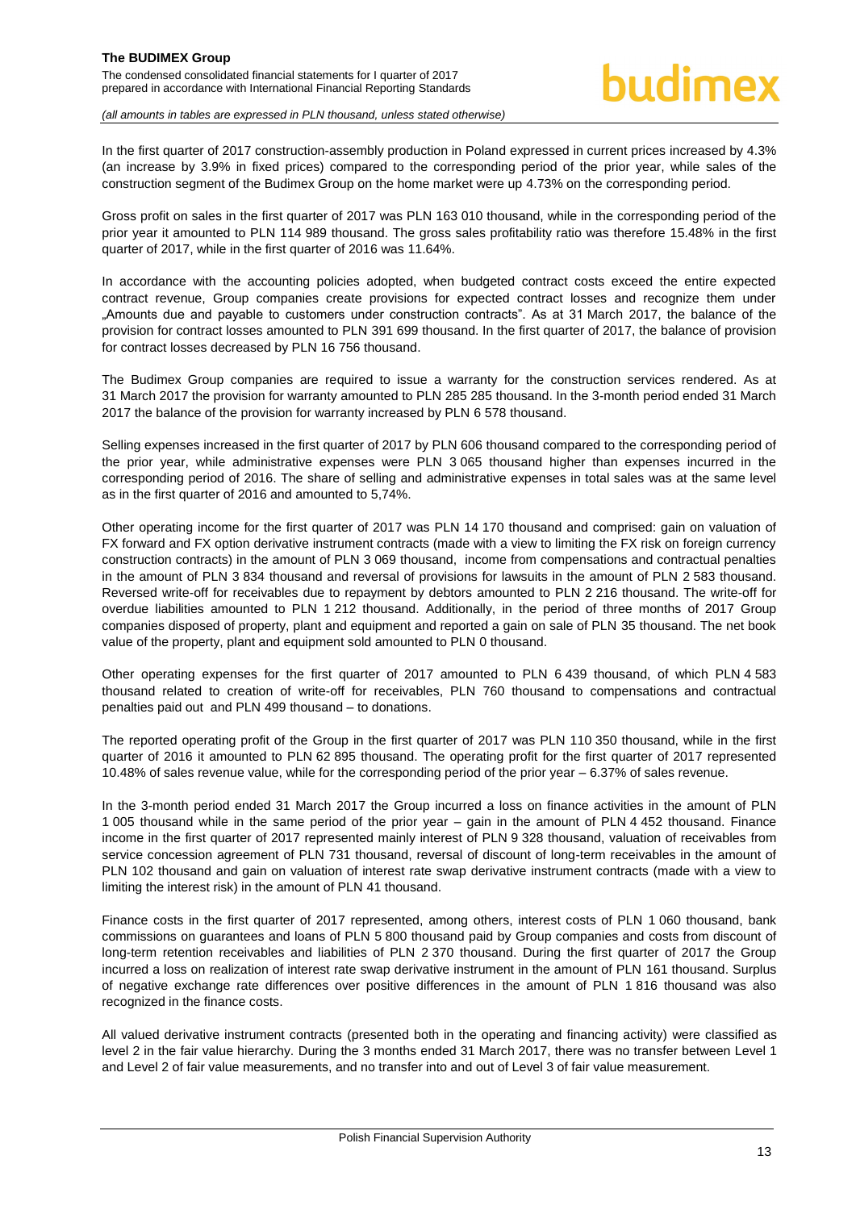In the first quarter of 2017 construction-assembly production in Poland expressed in current prices increased by 4.3% (an increase by 3.9% in fixed prices) compared to the corresponding period of the prior year, while sales of the construction segment of the Budimex Group on the home market were up 4.73% on the corresponding period.

Gross profit on sales in the first quarter of 2017 was PLN 163 010 thousand, while in the corresponding period of the prior year it amounted to PLN 114 989 thousand. The gross sales profitability ratio was therefore 15.48% in the first quarter of 2017, while in the first quarter of 2016 was 11.64%.

In accordance with the accounting policies adopted, when budgeted contract costs exceed the entire expected contract revenue, Group companies create provisions for expected contract losses and recognize them under „Amounts due and payable to customers under construction contracts". As at 31 March 2017, the balance of the provision for contract losses amounted to PLN 391 699 thousand. In the first quarter of 2017, the balance of provision for contract losses decreased by PLN 16 756 thousand.

The Budimex Group companies are required to issue a warranty for the construction services rendered. As at 31 March 2017 the provision for warranty amounted to PLN 285 285 thousand. In the 3-month period ended 31 March 2017 the balance of the provision for warranty increased by PLN 6 578 thousand.

Selling expenses increased in the first quarter of 2017 by PLN 606 thousand compared to the corresponding period of the prior year, while administrative expenses were PLN 3 065 thousand higher than expenses incurred in the corresponding period of 2016. The share of selling and administrative expenses in total sales was at the same level as in the first quarter of 2016 and amounted to 5,74%.

Other operating income for the first quarter of 2017 was PLN 14 170 thousand and comprised: gain on valuation of FX forward and FX option derivative instrument contracts (made with a view to limiting the FX risk on foreign currency construction contracts) in the amount of PLN 3 069 thousand, income from compensations and contractual penalties in the amount of PLN 3 834 thousand and reversal of provisions for lawsuits in the amount of PLN 2 583 thousand. Reversed write-off for receivables due to repayment by debtors amounted to PLN 2 216 thousand. The write-off for overdue liabilities amounted to PLN 1 212 thousand. Additionally, in the period of three months of 2017 Group companies disposed of property, plant and equipment and reported a gain on sale of PLN 35 thousand. The net book value of the property, plant and equipment sold amounted to PLN 0 thousand.

Other operating expenses for the first quarter of 2017 amounted to PLN 6 439 thousand, of which PLN 4 583 thousand related to creation of write-off for receivables, PLN 760 thousand to compensations and contractual penalties paid out and PLN 499 thousand – to donations.

The reported operating profit of the Group in the first quarter of 2017 was PLN 110 350 thousand, while in the first quarter of 2016 it amounted to PLN 62 895 thousand. The operating profit for the first quarter of 2017 represented 10.48% of sales revenue value, while for the corresponding period of the prior year – 6.37% of sales revenue.

In the 3-month period ended 31 March 2017 the Group incurred a loss on finance activities in the amount of PLN 1 005 thousand while in the same period of the prior year – gain in the amount of PLN 4 452 thousand. Finance income in the first quarter of 2017 represented mainly interest of PLN 9 328 thousand, valuation of receivables from service concession agreement of PLN 731 thousand, reversal of discount of long-term receivables in the amount of PLN 102 thousand and gain on valuation of interest rate swap derivative instrument contracts (made with a view to limiting the interest risk) in the amount of PLN 41 thousand.

Finance costs in the first quarter of 2017 represented, among others, interest costs of PLN 1 060 thousand, bank commissions on guarantees and loans of PLN 5 800 thousand paid by Group companies and costs from discount of long-term retention receivables and liabilities of PLN 2 370 thousand. During the first quarter of 2017 the Group incurred a loss on realization of interest rate swap derivative instrument in the amount of PLN 161 thousand. Surplus of negative exchange rate differences over positive differences in the amount of PLN 1 816 thousand was also recognized in the finance costs.

All valued derivative instrument contracts (presented both in the operating and financing activity) were classified as level 2 in the fair value hierarchy. During the 3 months ended 31 March 2017, there was no transfer between Level 1 and Level 2 of fair value measurements, and no transfer into and out of Level 3 of fair value measurement.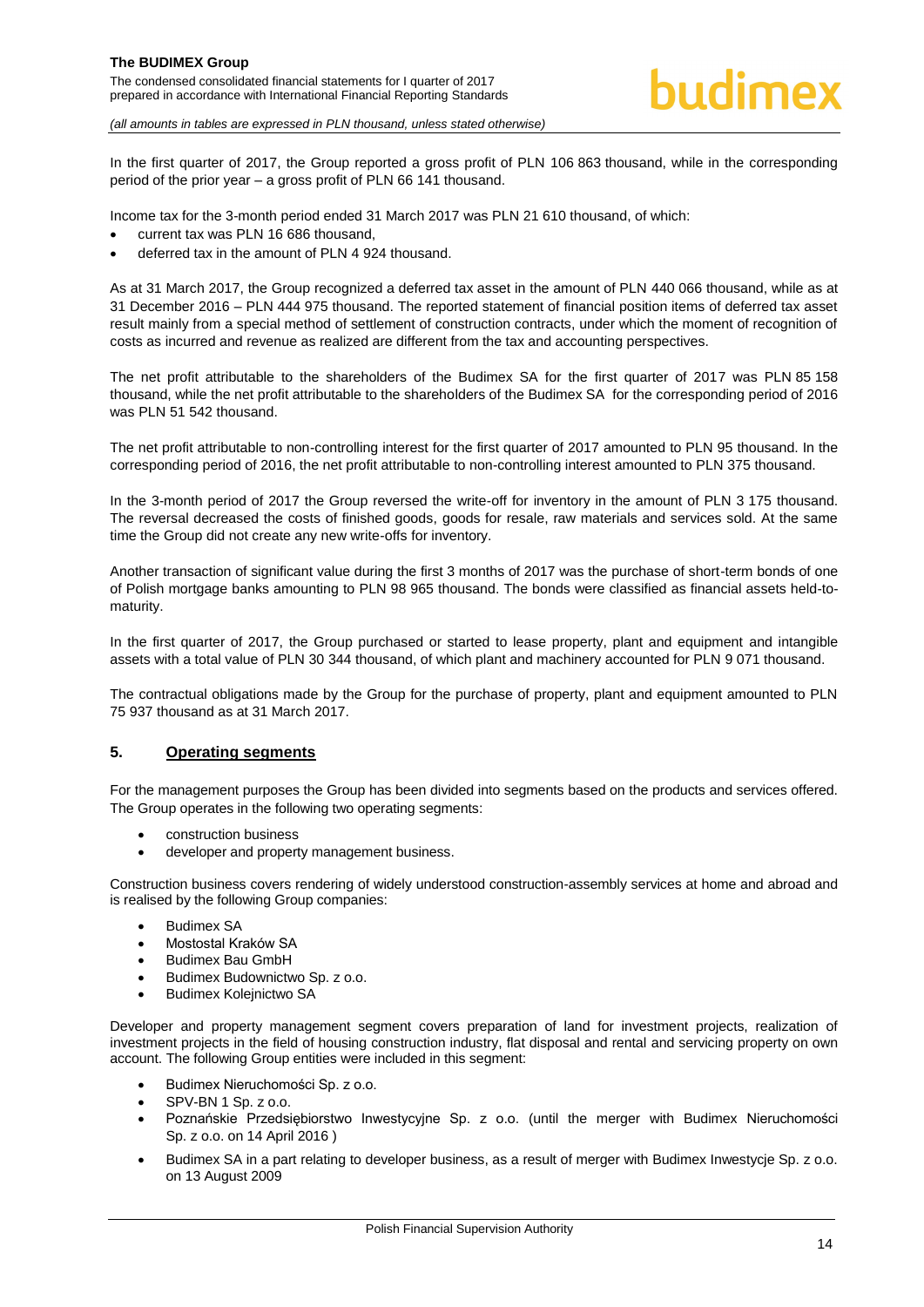In the first quarter of 2017, the Group reported a gross profit of PLN 106 863 thousand, while in the corresponding period of the prior year – a gross profit of PLN 66 141 thousand.

Income tax for the 3-month period ended 31 March 2017 was PLN 21 610 thousand, of which:

- current tax was PLN 16 686 thousand,
- deferred tax in the amount of PLN 4 924 thousand.

As at 31 March 2017, the Group recognized a deferred tax asset in the amount of PLN 440 066 thousand, while as at 31 December 2016 – PLN 444 975 thousand. The reported statement of financial position items of deferred tax asset result mainly from a special method of settlement of construction contracts, under which the moment of recognition of costs as incurred and revenue as realized are different from the tax and accounting perspectives.

The net profit attributable to the shareholders of the Budimex SA for the first quarter of 2017 was PLN 85 158 thousand, while the net profit attributable to the shareholders of the Budimex SA for the corresponding period of 2016 was PLN 51 542 thousand.

The net profit attributable to non-controlling interest for the first quarter of 2017 amounted to PLN 95 thousand. In the corresponding period of 2016, the net profit attributable to non-controlling interest amounted to PLN 375 thousand.

In the 3-month period of 2017 the Group reversed the write-off for inventory in the amount of PLN 3 175 thousand. The reversal decreased the costs of finished goods, goods for resale, raw materials and services sold. At the same time the Group did not create any new write-offs for inventory.

Another transaction of significant value during the first 3 months of 2017 was the purchase of short-term bonds of one of Polish mortgage banks amounting to PLN 98 965 thousand. The bonds were classified as financial assets held-to-maturity.

In the first quarter of 2017, the Group purchased or started to lease property, plant and equipment and intangible assets with a total value of PLN 30 344 thousand, of which plant and machinery accounted for PLN 9 071 thousand.

The contractual obligations made by the Group for the purchase of property, plant and equipment amounted to PLN 75 937 thousand as at 31 March 2017.

## 5. Operating segments

For the management purposes the Group has been divided into segments based on the products and services offered. The Group operates in the following two operating segments:

- construction business
- developer and property management business.

Construction business covers rendering of widely understood construction-assembly services at home and abroad and is realised by the following Group companies:

- Budimex SA
- Mostostal Kraków SA
- Budimex Bau GmbH
- Budimex Budownictwo Sp. z o.o.
- Budimex Kolejnictwo SA

Developer and property management segment covers preparation of land for investment projects, realization of investment projects in the field of housing construction industry, flat disposal and rental and servicing property on own account. The following Group entities were included in this segment:

- Budimex Nieruchomości Sp. z o.o.
- SPV-BN 1 Sp. z o.o.
- Poznańskie Przedsiębiorstwo Inwestycyjne Sp. z o.o. (until the merger with Budimex Nieruchomości Sp. z o.o. on 14 April 2016 )
- Budimex SA in a part relating to developer business, as a result of merger with Budimex Inwestycje Sp. z o.o. on 13 August 2009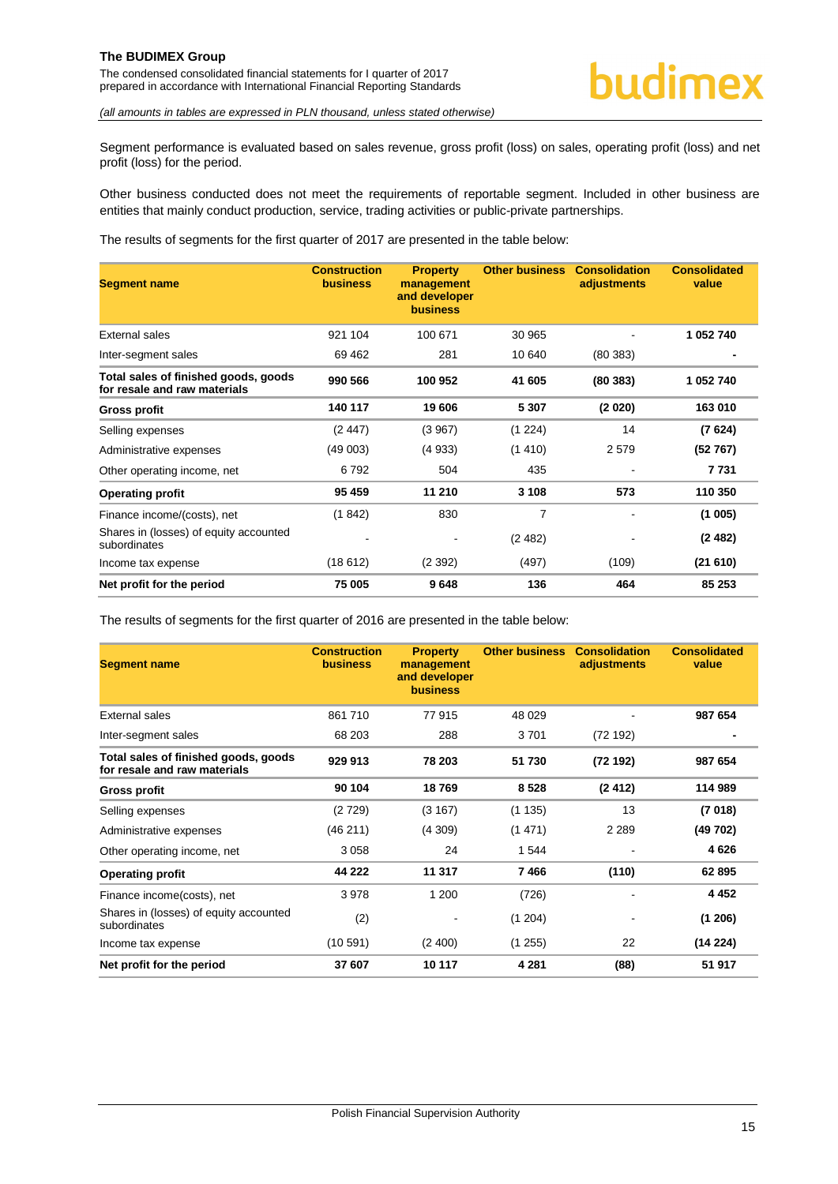Segment performance is evaluated based on sales revenue, gross profit (loss) on sales, operating profit (loss) and net profit (loss) for the period.

Other business conducted does not meet the requirements of reportable segment. Included in other business are entities that mainly conduct production, service, trading activities or public-private partnerships.

The results of segments for the first quarter of 2017 are presented in the table below:

| Segment name | Construction business | Property management and developer business | Other business | Consolidation adjustments | Consolidated value |
|---|---|---|---|---|---|
| External sales | 921 104 | 100 671 | 30 965 | - | **1 052 740** |
| Inter-segment sales | 69 462 | 281 | 10 640 | (80 383) | **-** |
| **Total sales of finished goods, goods for resale and raw materials** | **990 566** | **100 952** | **41 605** | **(80 383)** | **1 052 740** |
| **Gross profit** | **140 117** | **19 606** | **5 307** | **(2 020)** | **163 010** |
| Selling expenses | (2 447) | (3 967) | (1 224) | 14 | **(7 624)** |
| Administrative expenses | (49 003) | (4 933) | (1 410) | 2 579 | **(52 767)** |
| Other operating income, net | 6 792 | 504 | 435 | - | **7 731** |
| **Operating profit** | **95 459** | **11 210** | **3 108** | **573** | **110 350** |
| Finance income/(costs), net | (1 842) | 830 | 7 | - | **(1 005)** |
| Shares in (losses) of equity accounted subordinates | - | - | (2 482) | - | **(2 482)** |
| Income tax expense | (18 612) | (2 392) | (497) | (109) | **(21 610)** |
| **Net profit for the period** | **75 005** | **9 648** | **136** | **464** | **85 253** |

The results of segments for the first quarter of 2016 are presented in the table below:

| Segment name | Construction business | Property management and developer business | Other business | Consolidation adjustments | Consolidated value |
|---|---|---|---|---|---|
| External sales | 861 710 | 77 915 | 48 029 | - | **987 654** |
| Inter-segment sales | 68 203 | 288 | 3 701 | (72 192) | **-** |
| **Total sales of finished goods, goods for resale and raw materials** | **929 913** | **78 203** | **51 730** | **(72 192)** | **987 654** |
| **Gross profit** | **90 104** | **18 769** | **8 528** | **(2 412)** | **114 989** |
| Selling expenses | (2 729) | (3 167) | (1 135) | 13 | **(7 018)** |
| Administrative expenses | (46 211) | (4 309) | (1 471) | 2 289 | **(49 702)** |
| Other operating income, net | 3 058 | 24 | 1 544 | - | **4 626** |
| **Operating profit** | **44 222** | **11 317** | **7 466** | **(110)** | **62 895** |
| Finance income(costs), net | 3 978 | 1 200 | (726) | - | **4 452** |
| Shares in (losses) of equity accounted subordinates | (2) | - | (1 204) | - | **(1 206)** |
| Income tax expense | (10 591) | (2 400) | (1 255) | 22 | **(14 224)** |
| **Net profit for the period** | **37 607** | **10 117** | **4 281** | **(88)** | **51 917** |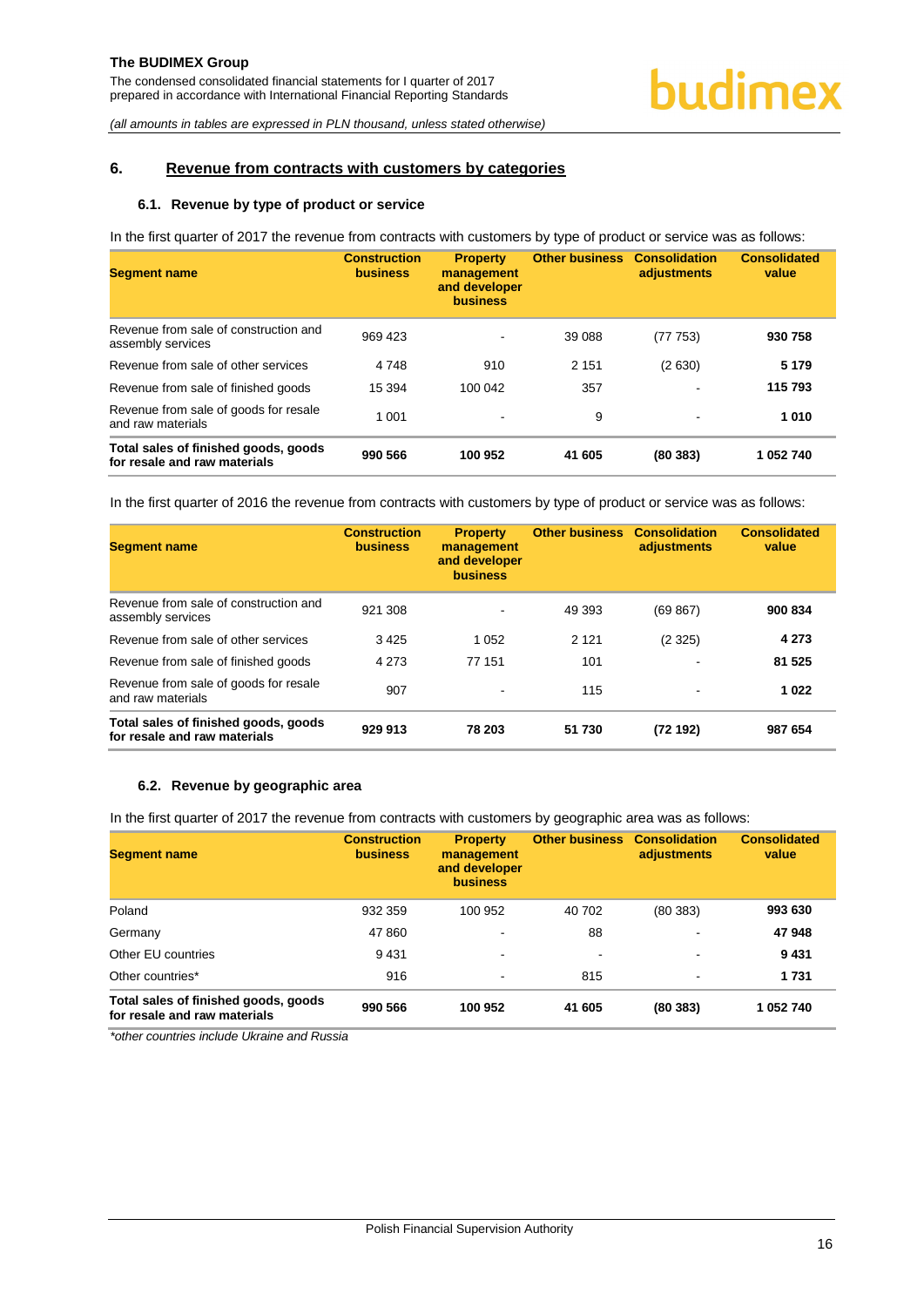## 6. Revenue from contracts with customers by categories

### 6.1. Revenue by type of product or service

In the first quarter of 2017 the revenue from contracts with customers by type of product or service was as follows:

| Segment name | Construction business | Property management and developer business | Other business | Consolidation adjustments | Consolidated value |
|---|---|---|---|---|---|
| Revenue from sale of construction and assembly services | 969 423 | - | 39 088 | (77 753) | **930 758** |
| Revenue from sale of other services | 4 748 | 910 | 2 151 | (2 630) | **5 179** |
| Revenue from sale of finished goods | 15 394 | 100 042 | 357 | - | **115 793** |
| Revenue from sale of goods for resale and raw materials | 1 001 | - | 9 | - | **1 010** |
| **Total sales of finished goods, goods for resale and raw materials** | **990 566** | **100 952** | **41 605** | **(80 383)** | **1 052 740** |

In the first quarter of 2016 the revenue from contracts with customers by type of product or service was as follows:

| Segment name | Construction business | Property management and developer business | Other business | Consolidation adjustments | Consolidated value |
|---|---|---|---|---|---|
| Revenue from sale of construction and assembly services | 921 308 | - | 49 393 | (69 867) | **900 834** |
| Revenue from sale of other services | 3 425 | 1 052 | 2 121 | (2 325) | **4 273** |
| Revenue from sale of finished goods | 4 273 | 77 151 | 101 | - | **81 525** |
| Revenue from sale of goods for resale and raw materials | 907 | - | 115 | - | **1 022** |
| **Total sales of finished goods, goods for resale and raw materials** | **929 913** | **78 203** | **51 730** | **(72 192)** | **987 654** |

### 6.2. Revenue by geographic area

In the first quarter of 2017 the revenue from contracts with customers by geographic area was as follows:

| Segment name | Construction business | Property management and developer business | Other business | Consolidation adjustments | Consolidated value |
|---|---|---|---|---|---|
| Poland | 932 359 | 100 952 | 40 702 | (80 383) | **993 630** |
| Germany | 47 860 | - | 88 | - | **47 948** |
| Other EU countries | 9 431 | - | - | - | **9 431** |
| Other countries* | 916 | - | 815 | - | **1 731** |
| **Total sales of finished goods, goods for resale and raw materials** | **990 566** | **100 952** | **41 605** | **(80 383)** | **1 052 740** |

*\*other countries include Ukraine and Russia*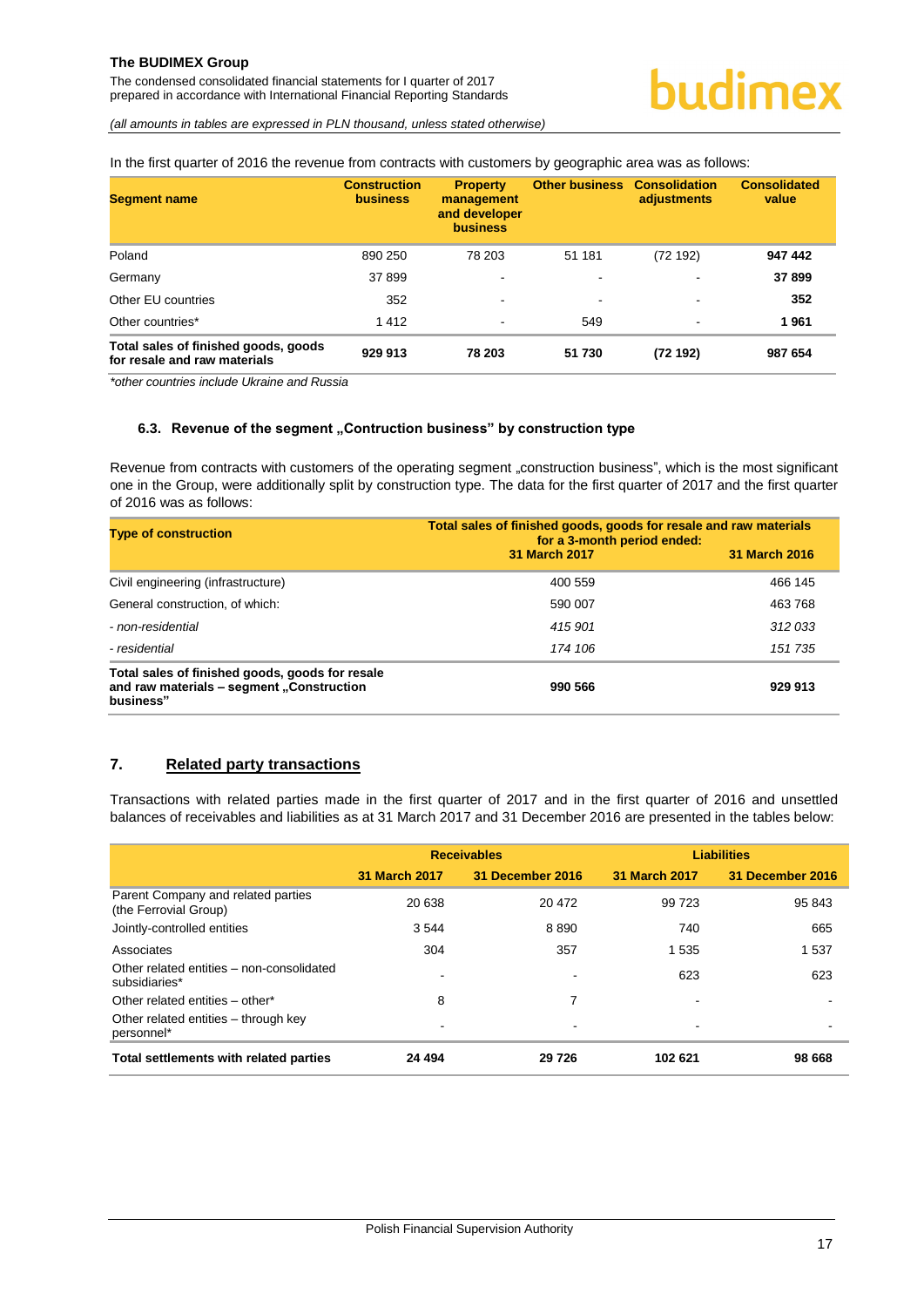In the first quarter of 2016 the revenue from contracts with customers by geographic area was as follows:

| Segment name | Construction business | Property management and developer business | Other business | Consolidation adjustments | Consolidated value |
|---|---|---|---|---|---|
| Poland | 890 250 | 78 203 | 51 181 | (72 192) | **947 442** |
| Germany | 37 899 | - | - | - | **37 899** |
| Other EU countries | 352 | - | - | - | **352** |
| Other countries* | 1 412 | - | 549 | - | **1 961** |
| **Total sales of finished goods, goods for resale and raw materials** | **929 913** | **78 203** | **51 730** | **(72 192)** | **987 654** |

*other countries include Ukraine and Russia*

### 6.3. Revenue of the segment „Contruction business" by construction type

Revenue from contracts with customers of the operating segment „construction business", which is the most significant one in the Group, were additionally split by construction type. The data for the first quarter of 2017 and the first quarter of 2016 was as follows:

| Type of construction | Total sales of finished goods, goods for resale and raw materials for a 3-month period ended: | |
|---|---|---|
| | 31 March 2017 | 31 March 2016 |
| Civil engineering (infrastructure) | 400 559 | 466 145 |
| General construction, of which: | 590 007 | 463 768 |
| *- non-residential* | *415 901* | *312 033* |
| *- residential* | *174 106* | *151 735* |
| **Total sales of finished goods, goods for resale and raw materials – segment „Construction business"** | **990 566** | **929 913** |

## 7. Related party transactions

Transactions with related parties made in the first quarter of 2017 and in the first quarter of 2016 and unsettled balances of receivables and liabilities as at 31 March 2017 and 31 December 2016 are presented in the tables below:

| | Receivables | | Liabilities | |
|---|---|---|---|---|
| | 31 March 2017 | 31 December 2016 | 31 March 2017 | 31 December 2016 |
| Parent Company and related parties (the Ferrovial Group) | 20 638 | 20 472 | 99 723 | 95 843 |
| Jointly-controlled entities | 3 544 | 8 890 | 740 | 665 |
| Associates | 304 | 357 | 1 535 | 1 537 |
| Other related entities – non-consolidated subsidiaries* | - | - | 623 | 623 |
| Other related entities – other* | 8 | 7 | - | - |
| Other related entities – through key personnel* | - | - | - | - |
| **Total settlements with related parties** | **24 494** | **29 726** | **102 621** | **98 668** |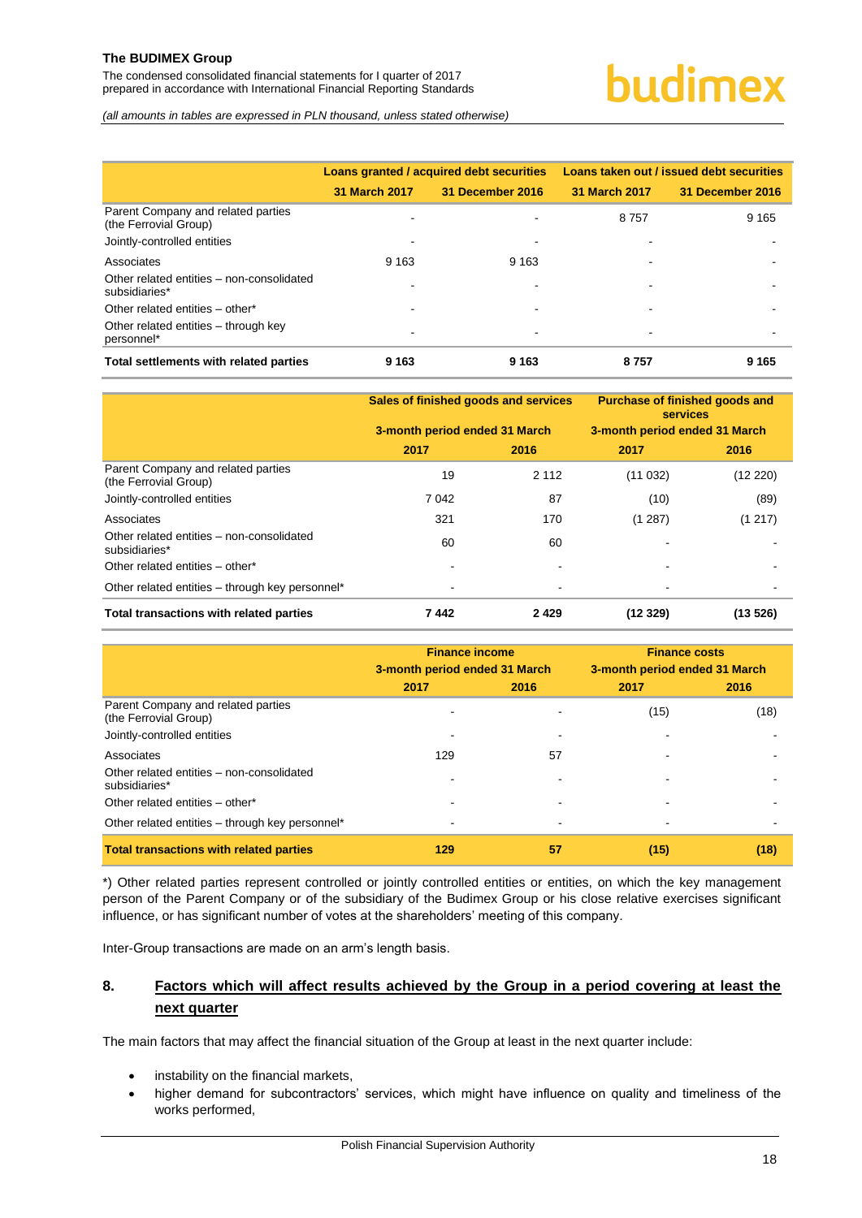|  | Loans granted / acquired debt securities |  | Loans taken out / issued debt securities |  |
|---|---|---|---|---|
|  | 31 March 2017 | 31 December 2016 | 31 March 2017 | 31 December 2016 |
| Parent Company and related parties (the Ferrovial Group) | - | - | 8 757 | 9 165 |
| Jointly-controlled entities | - | - | - | - |
| Associates | 9 163 | 9 163 | - | - |
| Other related entities – non-consolidated subsidiaries* | - | - | - | - |
| Other related entities – other* | - | - | - | - |
| Other related entities – through key personnel* | - | - | - | - |
| **Total settlements with related parties** | **9 163** | **9 163** | **8 757** | **9 165** |

|  | Sales of finished goods and services |  | Purchase of finished goods and services |  |
|---|---|---|---|---|
|  | 3-month period ended 31 March |  | 3-month period ended 31 March |  |
|  | 2017 | 2016 | 2017 | 2016 |
| Parent Company and related parties (the Ferrovial Group) | 19 | 2 112 | (11 032) | (12 220) |
| Jointly-controlled entities | 7 042 | 87 | (10) | (89) |
| Associates | 321 | 170 | (1 287) | (1 217) |
| Other related entities – non-consolidated subsidiaries* | 60 | 60 | - | - |
| Other related entities – other* | - | - | - | - |
| Other related entities – through key personnel* | - | - | - | - |
| **Total transactions with related parties** | **7 442** | **2 429** | **(12 329)** | **(13 526)** |

|  | Finance income |  | Finance costs |  |
|---|---|---|---|---|
|  | 3-month period ended 31 March |  | 3-month period ended 31 March |  |
|  | 2017 | 2016 | 2017 | 2016 |
| Parent Company and related parties (the Ferrovial Group) | - | - | (15) | (18) |
| Jointly-controlled entities | - | - | - | - |
| Associates | 129 | 57 | - | - |
| Other related entities – non-consolidated subsidiaries* | - | - | - | - |
| Other related entities – other* | - | - | - | - |
| Other related entities – through key personnel* | - | - | - | - |
| **Total transactions with related parties** | **129** | **57** | **(15)** | **(18)** |

*) Other related parties represent controlled or jointly controlled entities or entities, on which the key management person of the Parent Company or of the subsidiary of the Budimex Group or his close relative exercises significant influence, or has significant number of votes at the shareholders' meeting of this company.

Inter-Group transactions are made on an arm's length basis.

## 8. Factors which will affect results achieved by the Group in a period covering at least the next quarter

The main factors that may affect the financial situation of the Group at least in the next quarter include:

- instability on the financial markets,
- higher demand for subcontractors' services, which might have influence on quality and timeliness of the works performed,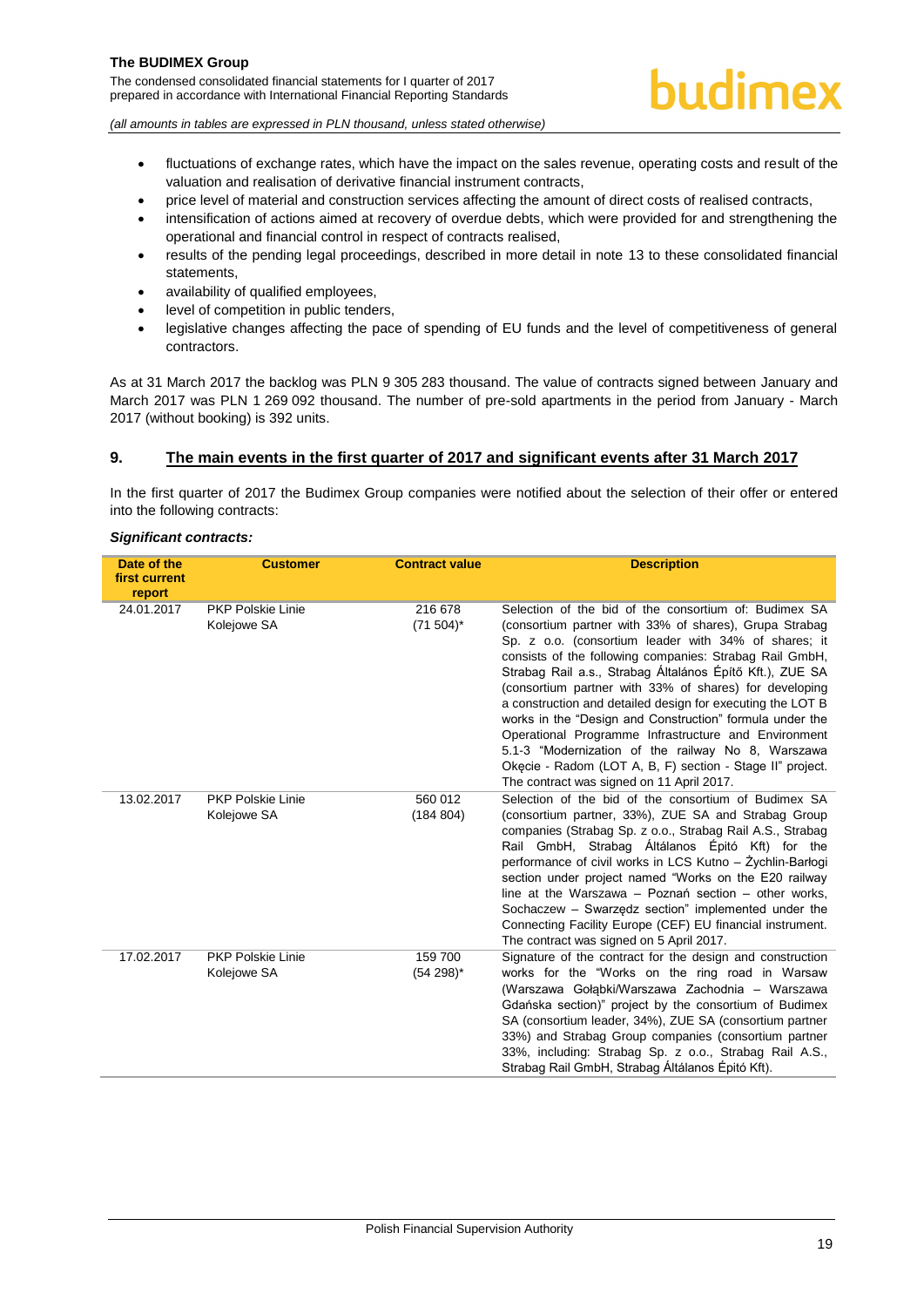- fluctuations of exchange rates, which have the impact on the sales revenue, operating costs and result of the valuation and realisation of derivative financial instrument contracts,
- price level of material and construction services affecting the amount of direct costs of realised contracts,
- intensification of actions aimed at recovery of overdue debts, which were provided for and strengthening the operational and financial control in respect of contracts realised,
- results of the pending legal proceedings, described in more detail in note 13 to these consolidated financial statements,
- availability of qualified employees,
- level of competition in public tenders,
- legislative changes affecting the pace of spending of EU funds and the level of competitiveness of general contractors.

As at 31 March 2017 the backlog was PLN 9 305 283 thousand. The value of contracts signed between January and March 2017 was PLN 1 269 092 thousand. The number of pre-sold apartments in the period from January - March 2017 (without booking) is 392 units.

## 9. The main events in the first quarter of 2017 and significant events after 31 March 2017

In the first quarter of 2017 the Budimex Group companies were notified about the selection of their offer or entered into the following contracts:

***Significant contracts:***

| Date of the first current report | Customer | Contract value | Description |
|---|---|---|---|
| 24.01.2017 | PKP Polskie Linie Kolejowe SA | 216 678 (71 504)* | Selection of the bid of the consortium of: Budimex SA (consortium partner with 33% of shares), Grupa Strabag Sp. z o.o. (consortium leader with 34% of shares; it consists of the following companies: Strabag Rail GmbH, Strabag Rail a.s., Strabag Általános Építő Kft.), ZUE SA (consortium partner with 33% of shares) for developing a construction and detailed design for executing the LOT B works in the "Design and Construction" formula under the Operational Programme Infrastructure and Environment 5.1-3 "Modernization of the railway No 8, Warszawa Okęcie - Radom (LOT A, B, F) section - Stage II" project. The contract was signed on 11 April 2017. |
| 13.02.2017 | PKP Polskie Linie Kolejowe SA | 560 012 (184 804) | Selection of the bid of the consortium of Budimex SA (consortium partner, 33%), ZUE SA and Strabag Group companies (Strabag Sp. z o.o., Strabag Rail A.S., Strabag Rail GmbH, Strabag Áltálanos Épító Kft) for the performance of civil works in LCS Kutno – Żychlin-Barłogi section under project named "Works on the E20 railway line at the Warszawa – Poznań section – other works, Sochaczew – Swarzędz section" implemented under the Connecting Facility Europe (CEF) EU financial instrument. The contract was signed on 5 April 2017. |
| 17.02.2017 | PKP Polskie Linie Kolejowe SA | 159 700 (54 298)* | Signature of the contract for the design and construction works for the "Works on the ring road in Warsaw (Warszawa Gołąbki/Warszawa Zachodnia – Warszawa Gdańska section)" project by the consortium of Budimex SA (consortium leader, 34%), ZUE SA (consortium partner 33%) and Strabag Group companies (consortium partner 33%, including: Strabag Sp. z o.o., Strabag Rail A.S., Strabag Rail GmbH, Strabag Áltálanos Épító Kft). |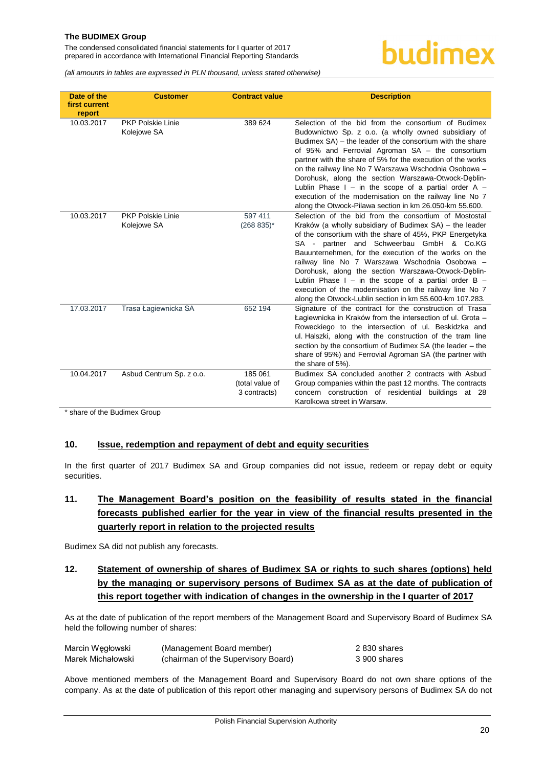| Date of the first current report | Customer | Contract value | Description |
| --- | --- | --- | --- |
| 10.03.2017 | PKP Polskie Linie Kolejowe SA | 389 624 | Selection of the bid from the consortium of Budimex Budownictwo Sp. z o.o. (a wholly owned subsidiary of Budimex SA) – the leader of the consortium with the share of 95% and Ferrovial Agroman SA – the consortium partner with the share of 5% for the execution of the works on the railway line No 7 Warszawa Wschodnia Osobowa – Dorohusk, along the section Warszawa-Otwock-Dęblin-Lublin Phase I – in the scope of a partial order A – execution of the modernisation on the railway line No 7 along the Otwock-Pilawa section in km 26.050-km 55.600. |
| 10.03.2017 | PKP Polskie Linie Kolejowe SA | 597 411 (268 835)* | Selection of the bid from the consortium of Mostostal Kraków (a wholly subsidiary of Budimex SA) – the leader of the consortium with the share of 45%, PKP Energetyka SA - partner and Schweerbau GmbH & Co.KG Bauunternehmen, for the execution of the works on the railway line No 7 Warszawa Wschodnia Osobowa – Dorohusk, along the section Warszawa-Otwock-Dęblin-Lublin Phase I – in the scope of a partial order B – execution of the modernisation on the railway line No 7 along the Otwock-Lublin section in km 55.600-km 107.283. |
| 17.03.2017 | Trasa Łagiewnicka SA | 652 194 | Signature of the contract for the construction of Trasa Łagiewnicka in Kraków from the intersection of ul. Grota – Roweckiego to the intersection of ul. Beskidzka and ul. Halszki, along with the construction of the tram line section by the consortium of Budimex SA (the leader – the share of 95%) and Ferrovial Agroman SA (the partner with the share of 5%). |
| 10.04.2017 | Asbud Centrum Sp. z o.o. | 185 061 (total value of 3 contracts) | Budimex SA concluded another 2 contracts with Asbud Group companies within the past 12 months. The contracts concern construction of residential buildings at 28 Karolkowa street in Warsaw. |

\* share of the Budimex Group

## 10. Issue, redemption and repayment of debt and equity securities

In the first quarter of 2017 Budimex SA and Group companies did not issue, redeem or repay debt or equity securities.

## 11. The Management Board's position on the feasibility of results stated in the financial forecasts published earlier for the year in view of the financial results presented in the quarterly report in relation to the projected results

Budimex SA did not publish any forecasts.

## 12. Statement of ownership of shares of Budimex SA or rights to such shares (options) held by the managing or supervisory persons of Budimex SA as at the date of publication of this report together with indication of changes in the ownership in the I quarter of 2017

As at the date of publication of the report members of the Management Board and Supervisory Board of Budimex SA held the following number of shares:

| | | |
| --- | --- | --- |
| Marcin Węgłowski | (Management Board member) | 2 830 shares |
| Marek Michałowski | (chairman of the Supervisory Board) | 3 900 shares |

Above mentioned members of the Management Board and Supervisory Board do not own share options of the company. As at the date of publication of this report other managing and supervisory persons of Budimex SA do not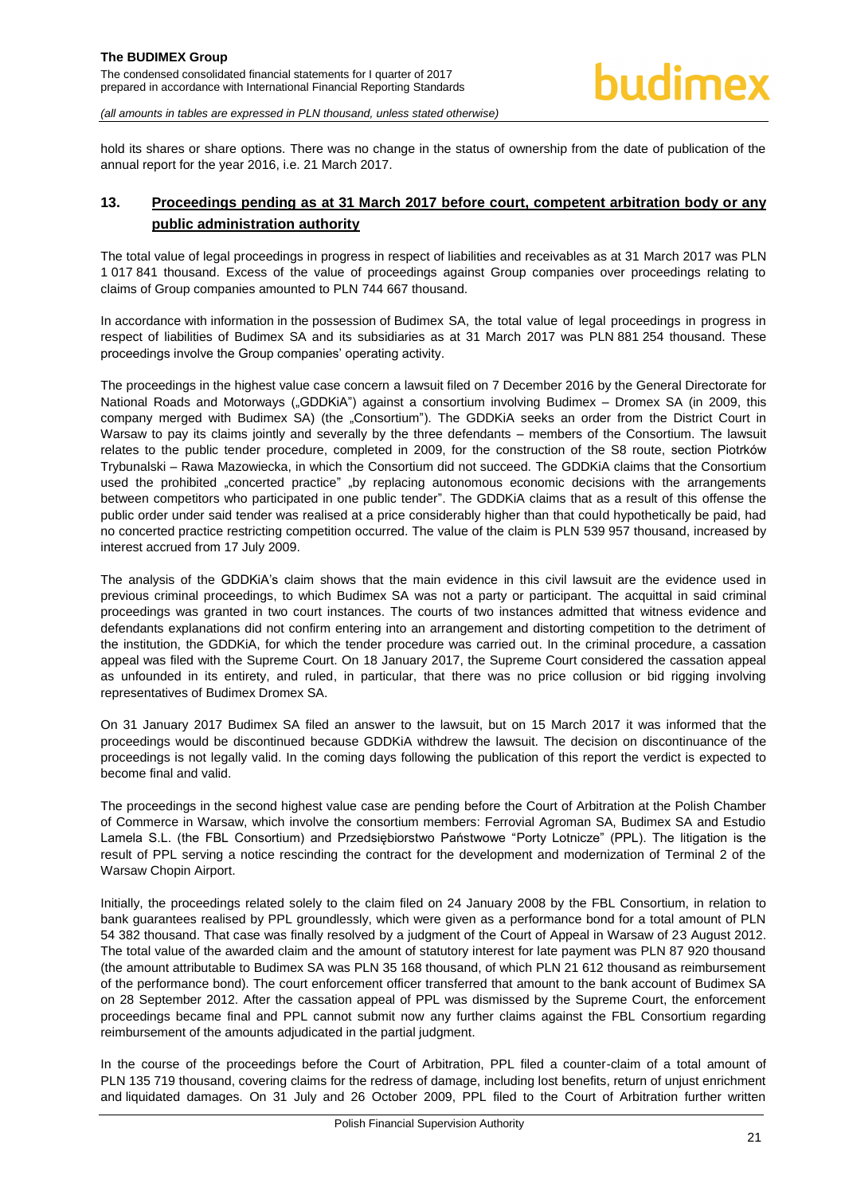hold its shares or share options. There was no change in the status of ownership from the date of publication of the annual report for the year 2016, i.e. 21 March 2017.

## 13. Proceedings pending as at 31 March 2017 before court, competent arbitration body or any public administration authority

The total value of legal proceedings in progress in respect of liabilities and receivables as at 31 March 2017 was PLN 1 017 841 thousand. Excess of the value of proceedings against Group companies over proceedings relating to claims of Group companies amounted to PLN 744 667 thousand.

In accordance with information in the possession of Budimex SA, the total value of legal proceedings in progress in respect of liabilities of Budimex SA and its subsidiaries as at 31 March 2017 was PLN 881 254 thousand. These proceedings involve the Group companies' operating activity.

The proceedings in the highest value case concern a lawsuit filed on 7 December 2016 by the General Directorate for National Roads and Motorways („GDDKiA") against a consortium involving Budimex – Dromex SA (in 2009, this company merged with Budimex SA) (the „Consortium"). The GDDKiA seeks an order from the District Court in Warsaw to pay its claims jointly and severally by the three defendants – members of the Consortium. The lawsuit relates to the public tender procedure, completed in 2009, for the construction of the S8 route, section Piotrków Trybunalski – Rawa Mazowiecka, in which the Consortium did not succeed. The GDDKiA claims that the Consortium used the prohibited „concerted practice" „by replacing autonomous economic decisions with the arrangements between competitors who participated in one public tender". The GDDKiA claims that as a result of this offense the public order under said tender was realised at a price considerably higher than that could hypothetically be paid, had no concerted practice restricting competition occurred. The value of the claim is PLN 539 957 thousand, increased by interest accrued from 17 July 2009.

The analysis of the GDDKiA's claim shows that the main evidence in this civil lawsuit are the evidence used in previous criminal proceedings, to which Budimex SA was not a party or participant. The acquittal in said criminal proceedings was granted in two court instances. The courts of two instances admitted that witness evidence and defendants explanations did not confirm entering into an arrangement and distorting competition to the detriment of the institution, the GDDKiA, for which the tender procedure was carried out. In the criminal procedure, a cassation appeal was filed with the Supreme Court. On 18 January 2017, the Supreme Court considered the cassation appeal as unfounded in its entirety, and ruled, in particular, that there was no price collusion or bid rigging involving representatives of Budimex Dromex SA.

On 31 January 2017 Budimex SA filed an answer to the lawsuit, but on 15 March 2017 it was informed that the proceedings would be discontinued because GDDKiA withdrew the lawsuit. The decision on discontinuance of the proceedings is not legally valid. In the coming days following the publication of this report the verdict is expected to become final and valid.

The proceedings in the second highest value case are pending before the Court of Arbitration at the Polish Chamber of Commerce in Warsaw, which involve the consortium members: Ferrovial Agroman SA, Budimex SA and Estudio Lamela S.L. (the FBL Consortium) and Przedsiębiorstwo Państwowe "Porty Lotnicze" (PPL). The litigation is the result of PPL serving a notice rescinding the contract for the development and modernization of Terminal 2 of the Warsaw Chopin Airport.

Initially, the proceedings related solely to the claim filed on 24 January 2008 by the FBL Consortium, in relation to bank guarantees realised by PPL groundlessly, which were given as a performance bond for a total amount of PLN 54 382 thousand. That case was finally resolved by a judgment of the Court of Appeal in Warsaw of 23 August 2012. The total value of the awarded claim and the amount of statutory interest for late payment was PLN 87 920 thousand (the amount attributable to Budimex SA was PLN 35 168 thousand, of which PLN 21 612 thousand as reimbursement of the performance bond). The court enforcement officer transferred that amount to the bank account of Budimex SA on 28 September 2012. After the cassation appeal of PPL was dismissed by the Supreme Court, the enforcement proceedings became final and PPL cannot submit now any further claims against the FBL Consortium regarding reimbursement of the amounts adjudicated in the partial judgment.

In the course of the proceedings before the Court of Arbitration, PPL filed a counter-claim of a total amount of PLN 135 719 thousand, covering claims for the redress of damage, including lost benefits, return of unjust enrichment and liquidated damages. On 31 July and 26 October 2009, PPL filed to the Court of Arbitration further written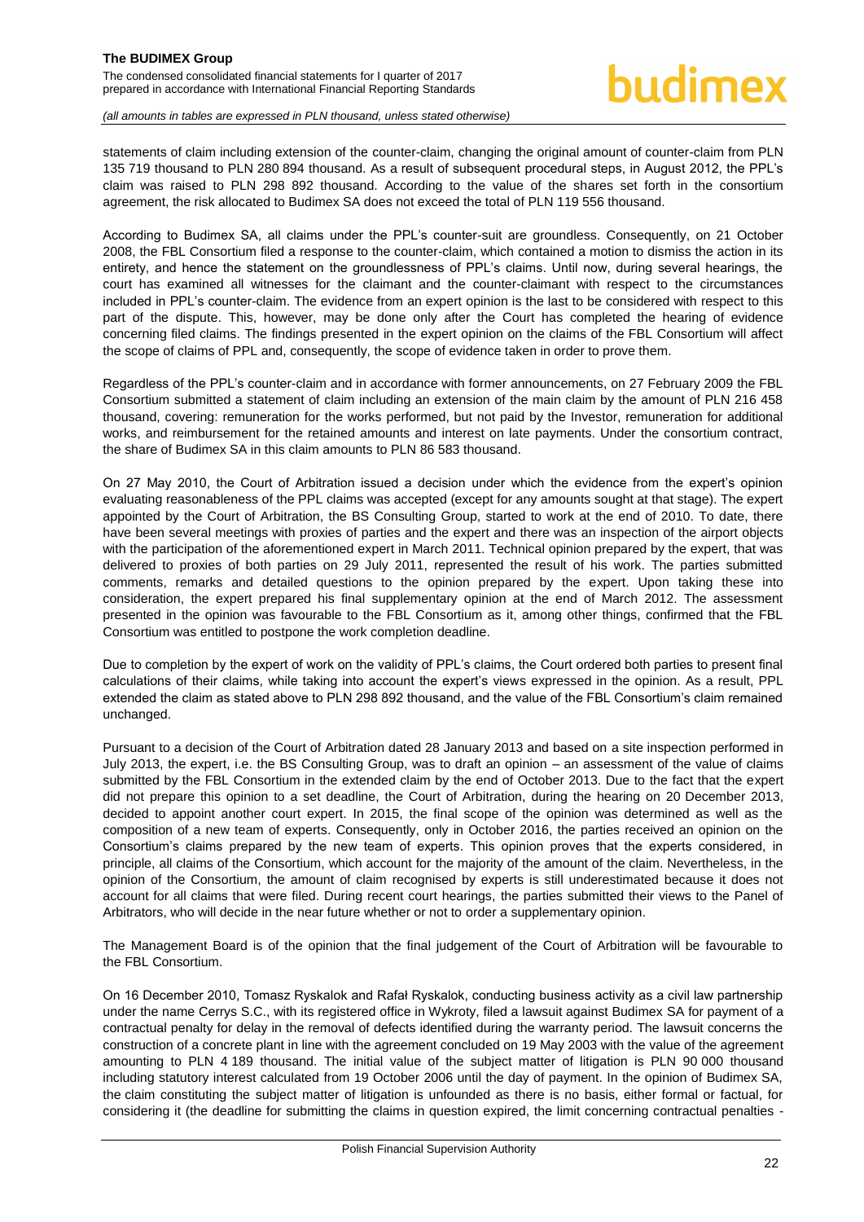statements of claim including extension of the counter-claim, changing the original amount of counter-claim from PLN 135 719 thousand to PLN 280 894 thousand. As a result of subsequent procedural steps, in August 2012, the PPL's claim was raised to PLN 298 892 thousand. According to the value of the shares set forth in the consortium agreement, the risk allocated to Budimex SA does not exceed the total of PLN 119 556 thousand.

According to Budimex SA, all claims under the PPL's counter-suit are groundless. Consequently, on 21 October 2008, the FBL Consortium filed a response to the counter-claim, which contained a motion to dismiss the action in its entirety, and hence the statement on the groundlessness of PPL's claims. Until now, during several hearings, the court has examined all witnesses for the claimant and the counter-claimant with respect to the circumstances included in PPL's counter-claim. The evidence from an expert opinion is the last to be considered with respect to this part of the dispute. This, however, may be done only after the Court has completed the hearing of evidence concerning filed claims. The findings presented in the expert opinion on the claims of the FBL Consortium will affect the scope of claims of PPL and, consequently, the scope of evidence taken in order to prove them.

Regardless of the PPL's counter-claim and in accordance with former announcements, on 27 February 2009 the FBL Consortium submitted a statement of claim including an extension of the main claim by the amount of PLN 216 458 thousand, covering: remuneration for the works performed, but not paid by the Investor, remuneration for additional works, and reimbursement for the retained amounts and interest on late payments. Under the consortium contract, the share of Budimex SA in this claim amounts to PLN 86 583 thousand.

On 27 May 2010, the Court of Arbitration issued a decision under which the evidence from the expert's opinion evaluating reasonableness of the PPL claims was accepted (except for any amounts sought at that stage). The expert appointed by the Court of Arbitration, the BS Consulting Group, started to work at the end of 2010. To date, there have been several meetings with proxies of parties and the expert and there was an inspection of the airport objects with the participation of the aforementioned expert in March 2011. Technical opinion prepared by the expert, that was delivered to proxies of both parties on 29 July 2011, represented the result of his work. The parties submitted comments, remarks and detailed questions to the opinion prepared by the expert. Upon taking these into consideration, the expert prepared his final supplementary opinion at the end of March 2012. The assessment presented in the opinion was favourable to the FBL Consortium as it, among other things, confirmed that the FBL Consortium was entitled to postpone the work completion deadline.

Due to completion by the expert of work on the validity of PPL's claims, the Court ordered both parties to present final calculations of their claims, while taking into account the expert's views expressed in the opinion. As a result, PPL extended the claim as stated above to PLN 298 892 thousand, and the value of the FBL Consortium's claim remained unchanged.

Pursuant to a decision of the Court of Arbitration dated 28 January 2013 and based on a site inspection performed in July 2013, the expert, i.e. the BS Consulting Group, was to draft an opinion – an assessment of the value of claims submitted by the FBL Consortium in the extended claim by the end of October 2013. Due to the fact that the expert did not prepare this opinion to a set deadline, the Court of Arbitration, during the hearing on 20 December 2013, decided to appoint another court expert. In 2015, the final scope of the opinion was determined as well as the composition of a new team of experts. Consequently, only in October 2016, the parties received an opinion on the Consortium's claims prepared by the new team of experts. This opinion proves that the experts considered, in principle, all claims of the Consortium, which account for the majority of the amount of the claim. Nevertheless, in the opinion of the Consortium, the amount of claim recognised by experts is still underestimated because it does not account for all claims that were filed. During recent court hearings, the parties submitted their views to the Panel of Arbitrators, who will decide in the near future whether or not to order a supplementary opinion.

The Management Board is of the opinion that the final judgement of the Court of Arbitration will be favourable to the FBL Consortium.

On 16 December 2010, Tomasz Ryskalok and Rafał Ryskalok, conducting business activity as a civil law partnership under the name Cerrys S.C., with its registered office in Wykroty, filed a lawsuit against Budimex SA for payment of a contractual penalty for delay in the removal of defects identified during the warranty period. The lawsuit concerns the construction of a concrete plant in line with the agreement concluded on 19 May 2003 with the value of the agreement amounting to PLN 4 189 thousand. The initial value of the subject matter of litigation is PLN 90 000 thousand including statutory interest calculated from 19 October 2006 until the day of payment. In the opinion of Budimex SA, the claim constituting the subject matter of litigation is unfounded as there is no basis, either formal or factual, for considering it (the deadline for submitting the claims in question expired, the limit concerning contractual penalties -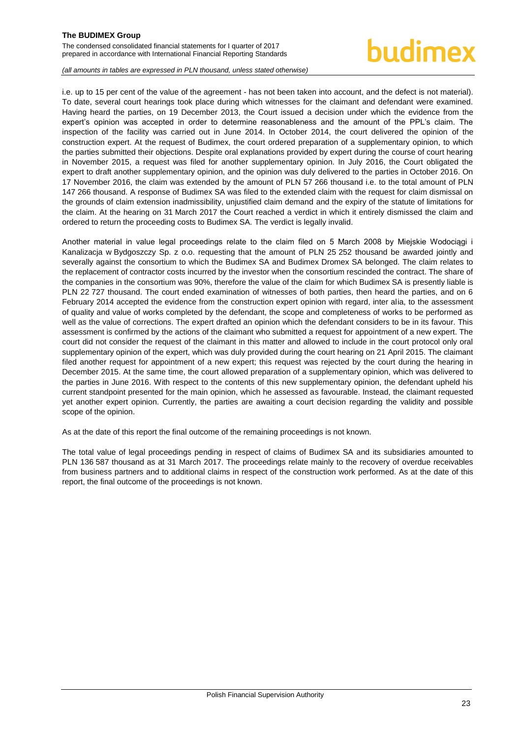i.e. up to 15 per cent of the value of the agreement - has not been taken into account, and the defect is not material). To date, several court hearings took place during which witnesses for the claimant and defendant were examined. Having heard the parties, on 19 December 2013, the Court issued a decision under which the evidence from the expert's opinion was accepted in order to determine reasonableness and the amount of the PPL's claim. The inspection of the facility was carried out in June 2014. In October 2014, the court delivered the opinion of the construction expert. At the request of Budimex, the court ordered preparation of a supplementary opinion, to which the parties submitted their objections. Despite oral explanations provided by expert during the course of court hearing in November 2015, a request was filed for another supplementary opinion. In July 2016, the Court obligated the expert to draft another supplementary opinion, and the opinion was duly delivered to the parties in October 2016. On 17 November 2016, the claim was extended by the amount of PLN 57 266 thousand i.e. to the total amount of PLN 147 266 thousand. A response of Budimex SA was filed to the extended claim with the request for claim dismissal on the grounds of claim extension inadmissibility, unjustified claim demand and the expiry of the statute of limitations for the claim. At the hearing on 31 March 2017 the Court reached a verdict in which it entirely dismissed the claim and ordered to return the proceeding costs to Budimex SA. The verdict is legally invalid.

Another material in value legal proceedings relate to the claim filed on 5 March 2008 by Miejskie Wodociągi i Kanalizacja w Bydgoszczy Sp. z o.o. requesting that the amount of PLN 25 252 thousand be awarded jointly and severally against the consortium to which the Budimex SA and Budimex Dromex SA belonged. The claim relates to the replacement of contractor costs incurred by the investor when the consortium rescinded the contract. The share of the companies in the consortium was 90%, therefore the value of the claim for which Budimex SA is presently liable is PLN 22 727 thousand. The court ended examination of witnesses of both parties, then heard the parties, and on 6 February 2014 accepted the evidence from the construction expert opinion with regard, inter alia, to the assessment of quality and value of works completed by the defendant, the scope and completeness of works to be performed as well as the value of corrections. The expert drafted an opinion which the defendant considers to be in its favour. This assessment is confirmed by the actions of the claimant who submitted a request for appointment of a new expert. The court did not consider the request of the claimant in this matter and allowed to include in the court protocol only oral supplementary opinion of the expert, which was duly provided during the court hearing on 21 April 2015. The claimant filed another request for appointment of a new expert; this request was rejected by the court during the hearing in December 2015. At the same time, the court allowed preparation of a supplementary opinion, which was delivered to the parties in June 2016. With respect to the contents of this new supplementary opinion, the defendant upheld his current standpoint presented for the main opinion, which he assessed as favourable. Instead, the claimant requested yet another expert opinion. Currently, the parties are awaiting a court decision regarding the validity and possible scope of the opinion.

As at the date of this report the final outcome of the remaining proceedings is not known.

The total value of legal proceedings pending in respect of claims of Budimex SA and its subsidiaries amounted to PLN 136 587 thousand as at 31 March 2017. The proceedings relate mainly to the recovery of overdue receivables from business partners and to additional claims in respect of the construction work performed. As at the date of this report, the final outcome of the proceedings is not known.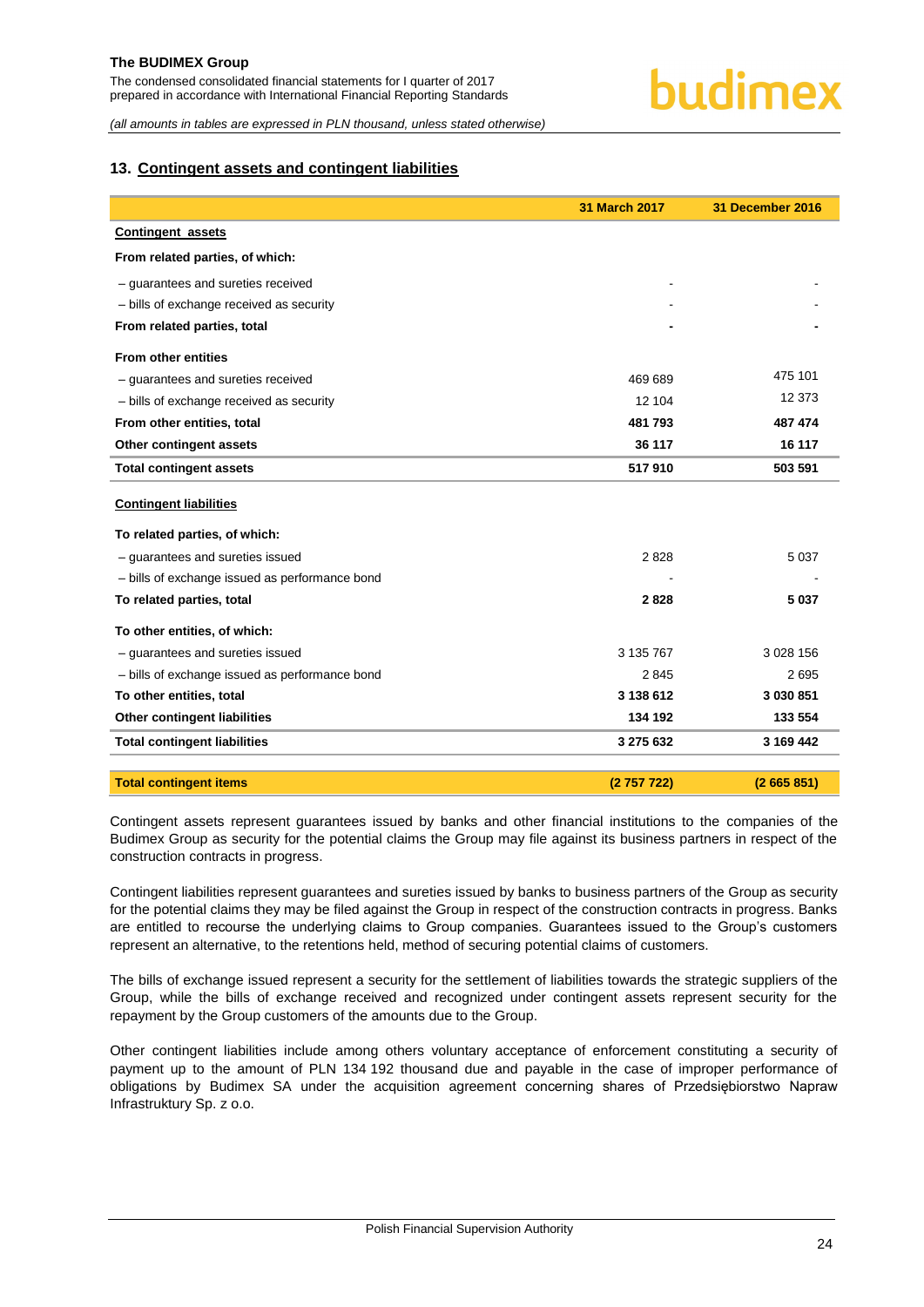## 13. Contingent assets and contingent liabilities

| | 31 March 2017 | 31 December 2016 |
|---|---|---|
| **Contingent assets** | | |
| **From related parties, of which:** | | |
| – guarantees and sureties received | - | - |
| – bills of exchange received as security | - | - |
| **From related parties, total** | **-** | **-** |
| **From other entities** | | |
| – guarantees and sureties received | 469 689 | 475 101 |
| – bills of exchange received as security | 12 104 | 12 373 |
| **From other entities, total** | **481 793** | **487 474** |
| **Other contingent assets** | **36 117** | **16 117** |
| **Total contingent assets** | **517 910** | **503 591** |
| **Contingent liabilities** | | |
| **To related parties, of which:** | | |
| – guarantees and sureties issued | 2 828 | 5 037 |
| – bills of exchange issued as performance bond | - | - |
| **To related parties, total** | **2 828** | **5 037** |
| **To other entities, of which:** | | |
| – guarantees and sureties issued | 3 135 767 | 3 028 156 |
| – bills of exchange issued as performance bond | 2 845 | 2 695 |
| **To other entities, total** | **3 138 612** | **3 030 851** |
| **Other contingent liabilities** | **134 192** | **133 554** |
| **Total contingent liabilities** | **3 275 632** | **3 169 442** |
| **Total contingent items** | **(2 757 722)** | **(2 665 851)** |

Contingent assets represent guarantees issued by banks and other financial institutions to the companies of the Budimex Group as security for the potential claims the Group may file against its business partners in respect of the construction contracts in progress.

Contingent liabilities represent guarantees and sureties issued by banks to business partners of the Group as security for the potential claims they may be filed against the Group in respect of the construction contracts in progress. Banks are entitled to recourse the underlying claims to Group companies. Guarantees issued to the Group's customers represent an alternative, to the retentions held, method of securing potential claims of customers.

The bills of exchange issued represent a security for the settlement of liabilities towards the strategic suppliers of the Group, while the bills of exchange received and recognized under contingent assets represent security for the repayment by the Group customers of the amounts due to the Group.

Other contingent liabilities include among others voluntary acceptance of enforcement constituting a security of payment up to the amount of PLN 134 192 thousand due and payable in the case of improper performance of obligations by Budimex SA under the acquisition agreement concerning shares of Przedsiębiorstwo Napraw Infrastruktury Sp. z o.o.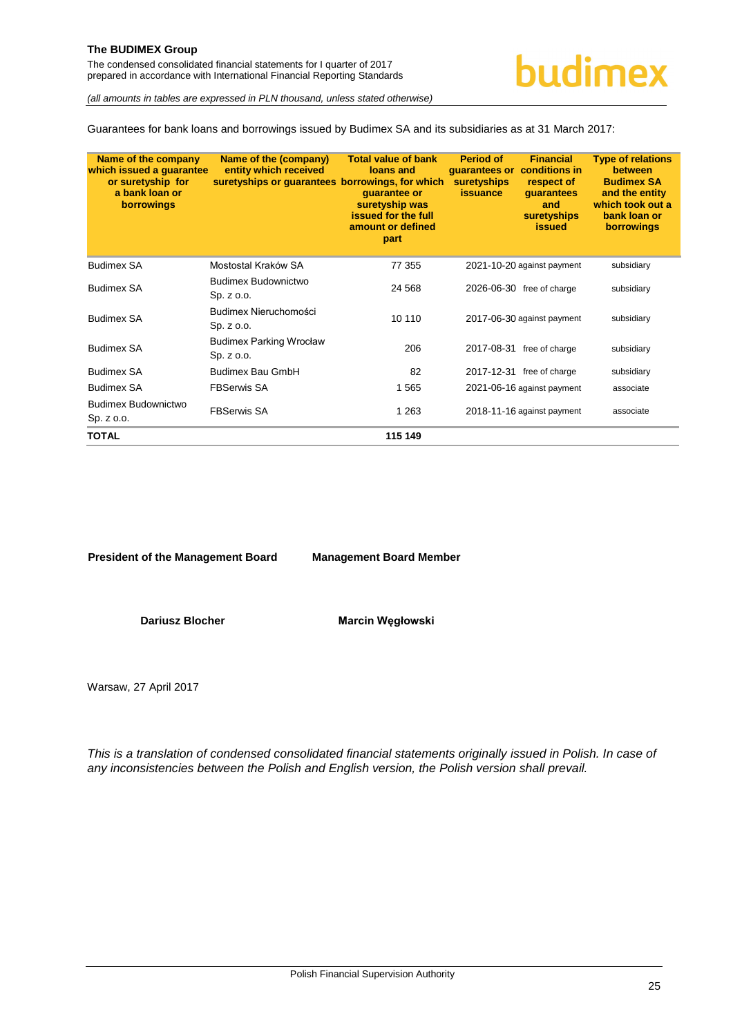Guarantees for bank loans and borrowings issued by Budimex SA and its subsidiaries as at 31 March 2017:

| Name of the company which issued a guarantee or suretyship for a bank loan or borrowings | Name of the (company) entity which received suretyships or guarantees | Total value of bank loans and borrowings, for which guarantee or suretyship was issued for the full amount or defined part | Period of guarantees or suretyships issuance | Financial conditions in respect of guarantees and suretyships issued | Type of relations between Budimex SA and the entity which took out a bank loan or borrowings |
|---|---|---|---|---|---|
| Budimex SA | Mostostal Kraków SA | 77 355 | 2021-10-20 | against payment | subsidiary |
| Budimex SA | Budimex Budownictwo Sp. z o.o. | 24 568 | 2026-06-30 | free of charge | subsidiary |
| Budimex SA | Budimex Nieruchomości Sp. z o.o. | 10 110 | 2017-06-30 | against payment | subsidiary |
| Budimex SA | Budimex Parking Wrocław Sp. z o.o. | 206 | 2017-08-31 | free of charge | subsidiary |
| Budimex SA | Budimex Bau GmbH | 82 | 2017-12-31 | free of charge | subsidiary |
| Budimex SA | FBSerwis SA | 1 565 | 2021-06-16 | against payment | associate |
| Budimex Budownictwo Sp. z o.o. | FBSerwis SA | 1 263 | 2018-11-16 | against payment | associate |
| **TOTAL** | | **115 149** | | | |

**President of the Management Board** **Management Board Member**

**Dariusz Blocher** **Marcin Węgłowski**

Warsaw, 27 April 2017

*This is a translation of condensed consolidated financial statements originally issued in Polish. In case of any inconsistencies between the Polish and English version, the Polish version shall prevail.*